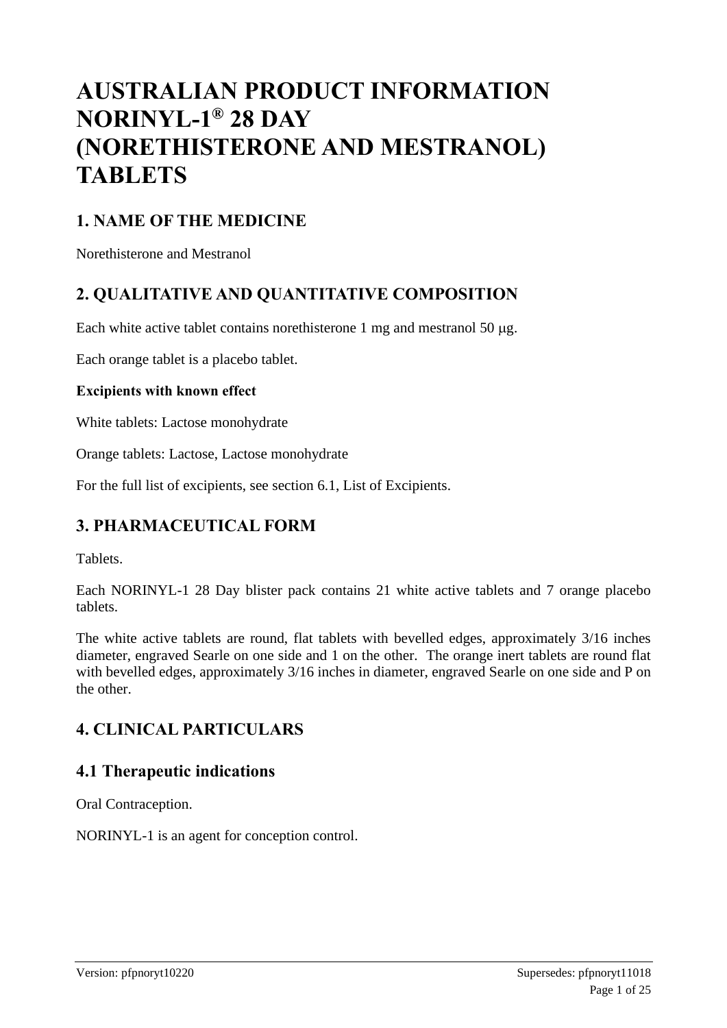# AUSTRALIAN PRODUCT INFORMATION NORINYL-1® 28 DAY (NORETHISTERONE AND MESTRANOL) TABLETS

## 1. NAME OF THE MEDICINE

Norethisterone and Mestranol

## 2. QUALITATIVE AND QUANTITATIVE COMPOSITION

Each white active tablet contains norethisterone 1 mg and mestranol 50 μg.

Each orange tablet is a placebo tablet.

**Excipients with known effect**

White tablets: Lactose monohydrate

Orange tablets: Lactose, Lactose monohydrate

For the full list of excipients, see section 6.1, List of Excipients.

## 3. PHARMACEUTICAL FORM

Tablets.

Each NORINYL-1 28 Day blister pack contains 21 white active tablets and 7 orange placebo tablets.

The white active tablets are round, flat tablets with bevelled edges, approximately 3/16 inches diameter, engraved Searle on one side and 1 on the other. The orange inert tablets are round flat with bevelled edges, approximately 3/16 inches in diameter, engraved Searle on one side and P on the other.

## 4. CLINICAL PARTICULARS

## 4.1 Therapeutic indications

Oral Contraception.

NORINYL-1 is an agent for conception control.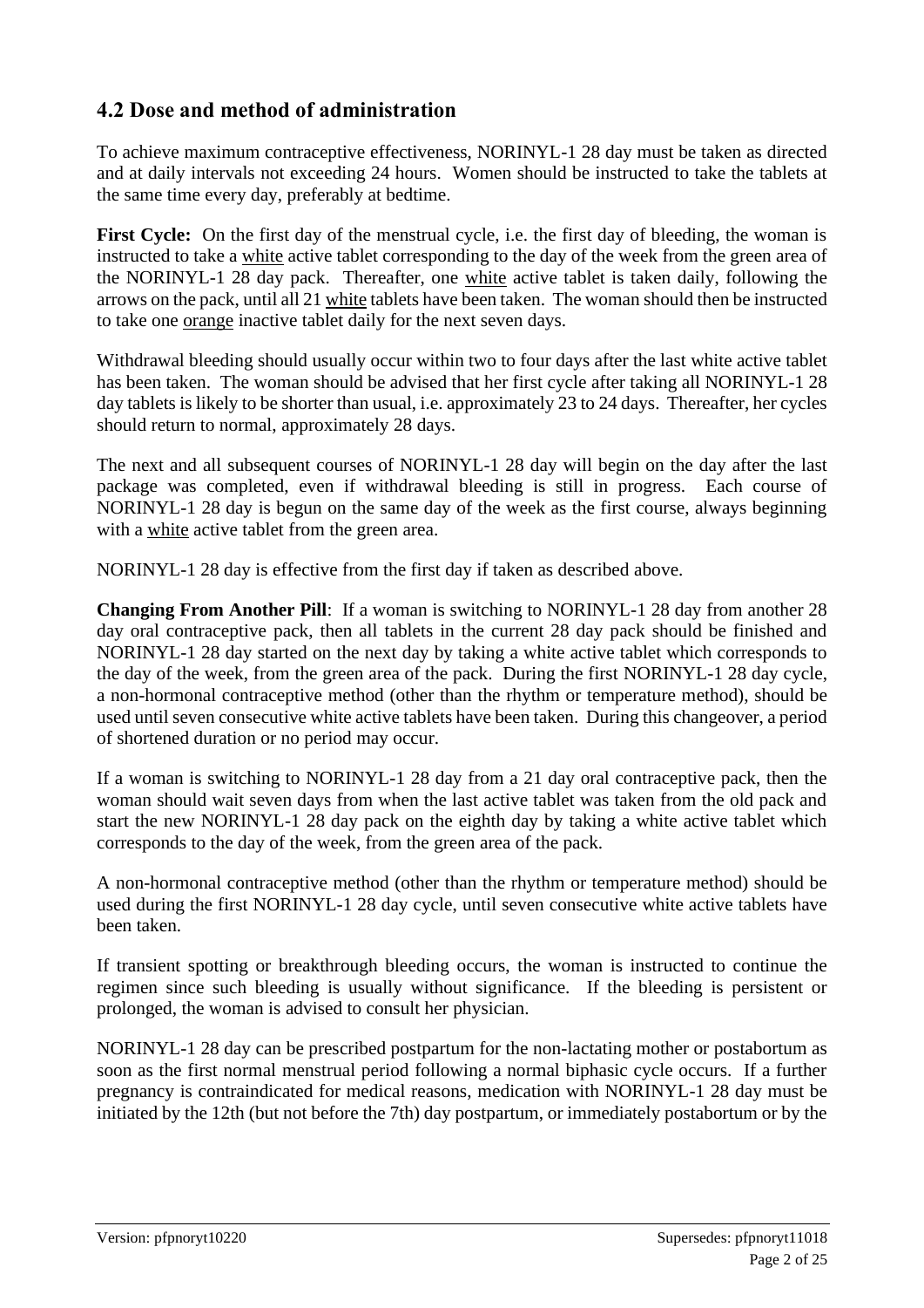## 4.2 Dose and method of administration

To achieve maximum contraceptive effectiveness, NORINYL-1 28 day must be taken as directed and at daily intervals not exceeding 24 hours. Women should be instructed to take the tablets at the same time every day, preferably at bedtime.

**First Cycle:** On the first day of the menstrual cycle, i.e. the first day of bleeding, the woman is instructed to take a white active tablet corresponding to the day of the week from the green area of the NORINYL-1 28 day pack. Thereafter, one white active tablet is taken daily, following the arrows on the pack, until all 21 white tablets have been taken. The woman should then be instructed to take one orange inactive tablet daily for the next seven days.

Withdrawal bleeding should usually occur within two to four days after the last white active tablet has been taken. The woman should be advised that her first cycle after taking all NORINYL-1 28 day tablets is likely to be shorter than usual, i.e. approximately 23 to 24 days. Thereafter, her cycles should return to normal, approximately 28 days.

The next and all subsequent courses of NORINYL-1 28 day will begin on the day after the last package was completed, even if withdrawal bleeding is still in progress. Each course of NORINYL-1 28 day is begun on the same day of the week as the first course, always beginning with a white active tablet from the green area.

NORINYL-1 28 day is effective from the first day if taken as described above.

**Changing From Another Pill**: If a woman is switching to NORINYL-1 28 day from another 28 day oral contraceptive pack, then all tablets in the current 28 day pack should be finished and NORINYL-1 28 day started on the next day by taking a white active tablet which corresponds to the day of the week, from the green area of the pack. During the first NORINYL-1 28 day cycle, a non-hormonal contraceptive method (other than the rhythm or temperature method), should be used until seven consecutive white active tablets have been taken. During this changeover, a period of shortened duration or no period may occur.

If a woman is switching to NORINYL-1 28 day from a 21 day oral contraceptive pack, then the woman should wait seven days from when the last active tablet was taken from the old pack and start the new NORINYL-1 28 day pack on the eighth day by taking a white active tablet which corresponds to the day of the week, from the green area of the pack.

A non-hormonal contraceptive method (other than the rhythm or temperature method) should be used during the first NORINYL-1 28 day cycle, until seven consecutive white active tablets have been taken.

If transient spotting or breakthrough bleeding occurs, the woman is instructed to continue the regimen since such bleeding is usually without significance. If the bleeding is persistent or prolonged, the woman is advised to consult her physician.

NORINYL-1 28 day can be prescribed postpartum for the non-lactating mother or postabortum as soon as the first normal menstrual period following a normal biphasic cycle occurs. If a further pregnancy is contraindicated for medical reasons, medication with NORINYL-1 28 day must be initiated by the 12th (but not before the 7th) day postpartum, or immediately postabortum or by the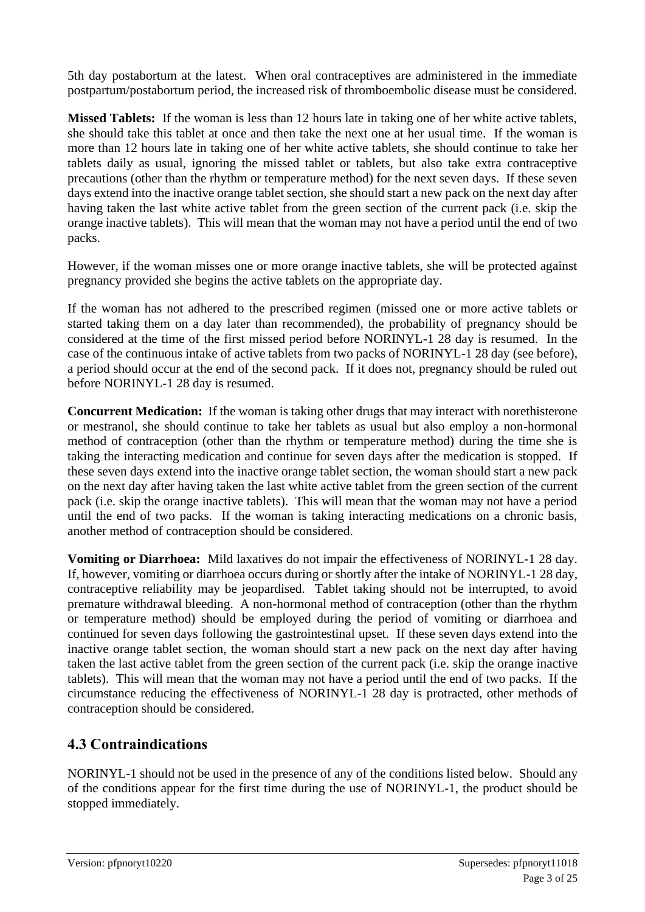5th day postabortum at the latest. When oral contraceptives are administered in the immediate postpartum/postabortum period, the increased risk of thromboembolic disease must be considered.

**Missed Tablets:** If the woman is less than 12 hours late in taking one of her white active tablets, she should take this tablet at once and then take the next one at her usual time. If the woman is more than 12 hours late in taking one of her white active tablets, she should continue to take her tablets daily as usual, ignoring the missed tablet or tablets, but also take extra contraceptive precautions (other than the rhythm or temperature method) for the next seven days. If these seven days extend into the inactive orange tablet section, she should start a new pack on the next day after having taken the last white active tablet from the green section of the current pack (i.e. skip the orange inactive tablets). This will mean that the woman may not have a period until the end of two packs.

However, if the woman misses one or more orange inactive tablets, she will be protected against pregnancy provided she begins the active tablets on the appropriate day.

If the woman has not adhered to the prescribed regimen (missed one or more active tablets or started taking them on a day later than recommended), the probability of pregnancy should be considered at the time of the first missed period before NORINYL-1 28 day is resumed. In the case of the continuous intake of active tablets from two packs of NORINYL-1 28 day (see before), a period should occur at the end of the second pack. If it does not, pregnancy should be ruled out before NORINYL-1 28 day is resumed.

**Concurrent Medication:** If the woman is taking other drugs that may interact with norethisterone or mestranol, she should continue to take her tablets as usual but also employ a non-hormonal method of contraception (other than the rhythm or temperature method) during the time she is taking the interacting medication and continue for seven days after the medication is stopped. If these seven days extend into the inactive orange tablet section, the woman should start a new pack on the next day after having taken the last white active tablet from the green section of the current pack (i.e. skip the orange inactive tablets). This will mean that the woman may not have a period until the end of two packs. If the woman is taking interacting medications on a chronic basis, another method of contraception should be considered.

**Vomiting or Diarrhoea:** Mild laxatives do not impair the effectiveness of NORINYL-1 28 day. If, however, vomiting or diarrhoea occurs during or shortly after the intake of NORINYL-1 28 day, contraceptive reliability may be jeopardised. Tablet taking should not be interrupted, to avoid premature withdrawal bleeding. A non-hormonal method of contraception (other than the rhythm or temperature method) should be employed during the period of vomiting or diarrhoea and continued for seven days following the gastrointestinal upset. If these seven days extend into the inactive orange tablet section, the woman should start a new pack on the next day after having taken the last active tablet from the green section of the current pack (i.e. skip the orange inactive tablets). This will mean that the woman may not have a period until the end of two packs. If the circumstance reducing the effectiveness of NORINYL-1 28 day is protracted, other methods of contraception should be considered.

## 4.3 Contraindications

NORINYL-1 should not be used in the presence of any of the conditions listed below. Should any of the conditions appear for the first time during the use of NORINYL-1, the product should be stopped immediately.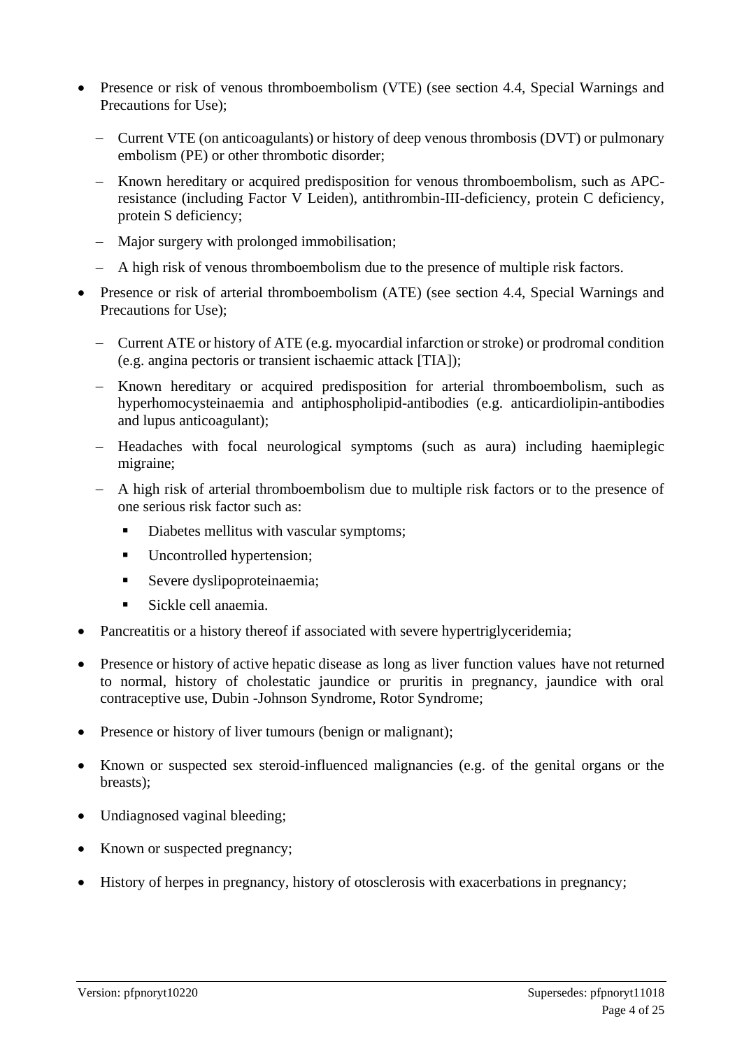- Presence or risk of venous thromboembolism (VTE) (see section 4.4, Special Warnings and Precautions for Use);
  - Current VTE (on anticoagulants) or history of deep venous thrombosis (DVT) or pulmonary embolism (PE) or other thrombotic disorder;
  - Known hereditary or acquired predisposition for venous thromboembolism, such as APC-resistance (including Factor V Leiden), antithrombin-III-deficiency, protein C deficiency, protein S deficiency;
  - Major surgery with prolonged immobilisation;
  - A high risk of venous thromboembolism due to the presence of multiple risk factors.
- Presence or risk of arterial thromboembolism (ATE) (see section 4.4, Special Warnings and Precautions for Use);
  - Current ATE or history of ATE (e.g. myocardial infarction or stroke) or prodromal condition (e.g. angina pectoris or transient ischaemic attack [TIA]);
  - Known hereditary or acquired predisposition for arterial thromboembolism, such as hyperhomocysteinaemia and antiphospholipid-antibodies (e.g. anticardiolipin-antibodies and lupus anticoagulant);
  - Headaches with focal neurological symptoms (such as aura) including haemiplegic migraine;
  - A high risk of arterial thromboembolism due to multiple risk factors or to the presence of one serious risk factor such as:
    - Diabetes mellitus with vascular symptoms;
    - Uncontrolled hypertension;
    - Severe dyslipoproteinaemia;
    - Sickle cell anaemia.
- Pancreatitis or a history thereof if associated with severe hypertriglyceridemia;
- Presence or history of active hepatic disease as long as liver function values have not returned to normal, history of cholestatic jaundice or pruritis in pregnancy, jaundice with oral contraceptive use, Dubin -Johnson Syndrome, Rotor Syndrome;
- Presence or history of liver tumours (benign or malignant);
- Known or suspected sex steroid-influenced malignancies (e.g. of the genital organs or the breasts);
- Undiagnosed vaginal bleeding;
- Known or suspected pregnancy;
- History of herpes in pregnancy, history of otosclerosis with exacerbations in pregnancy;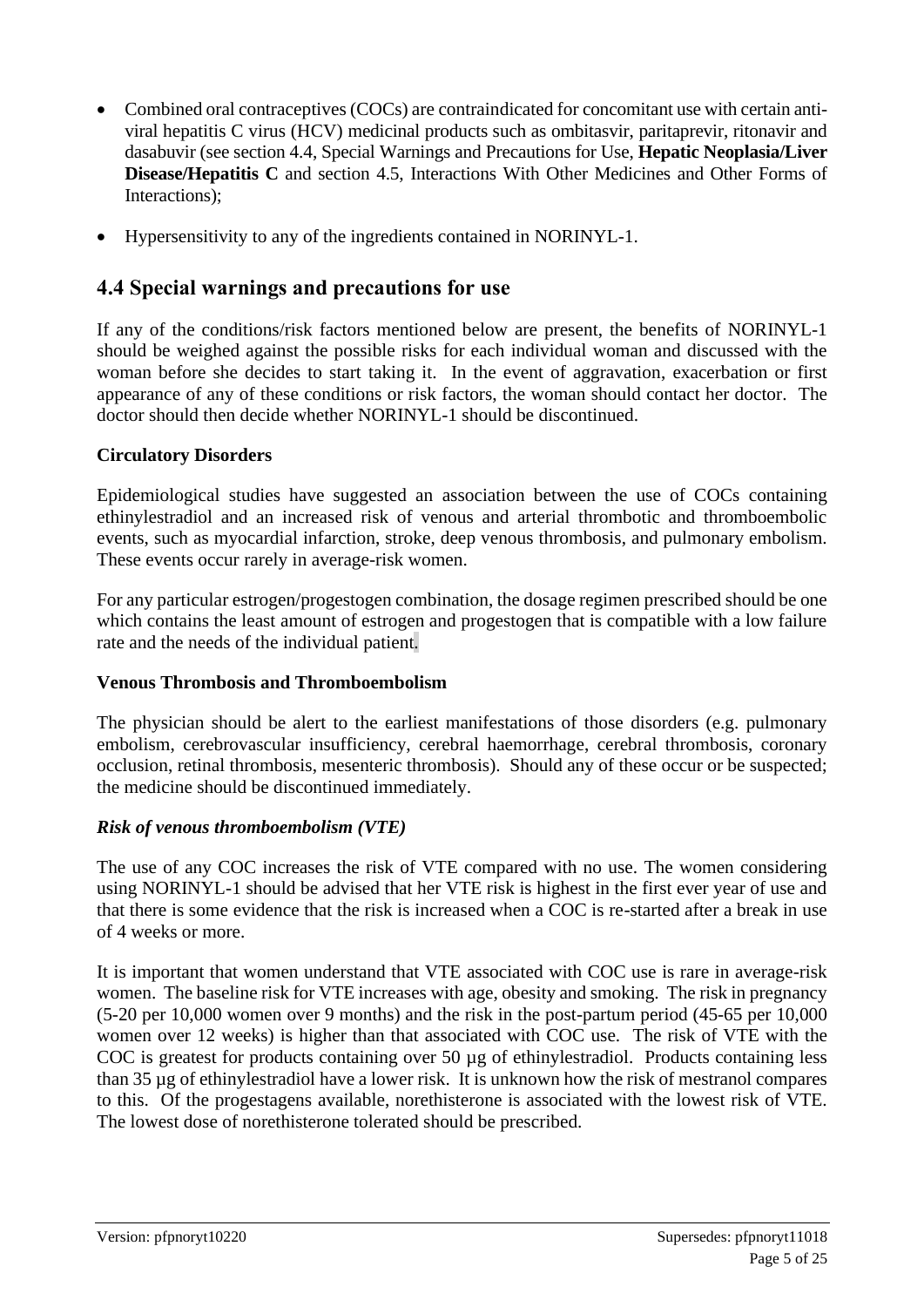- Combined oral contraceptives (COCs) are contraindicated for concomitant use with certain anti-viral hepatitis C virus (HCV) medicinal products such as ombitasvir, paritaprevir, ritonavir and dasabuvir (see section 4.4, Special Warnings and Precautions for Use, **Hepatic Neoplasia/Liver Disease/Hepatitis C** and section 4.5, Interactions With Other Medicines and Other Forms of Interactions);
- Hypersensitivity to any of the ingredients contained in NORINYL-1.

## 4.4 Special warnings and precautions for use

If any of the conditions/risk factors mentioned below are present, the benefits of NORINYL-1 should be weighed against the possible risks for each individual woman and discussed with the woman before she decides to start taking it. In the event of aggravation, exacerbation or first appearance of any of these conditions or risk factors, the woman should contact her doctor. The doctor should then decide whether NORINYL-1 should be discontinued.

**Circulatory Disorders**

Epidemiological studies have suggested an association between the use of COCs containing ethinylestradiol and an increased risk of venous and arterial thrombotic and thromboembolic events, such as myocardial infarction, stroke, deep venous thrombosis, and pulmonary embolism. These events occur rarely in average-risk women.

For any particular estrogen/progestogen combination, the dosage regimen prescribed should be one which contains the least amount of estrogen and progestogen that is compatible with a low failure rate and the needs of the individual patient.

**Venous Thrombosis and Thromboembolism**

The physician should be alert to the earliest manifestations of those disorders (e.g. pulmonary embolism, cerebrovascular insufficiency, cerebral haemorrhage, cerebral thrombosis, coronary occlusion, retinal thrombosis, mesenteric thrombosis). Should any of these occur or be suspected; the medicine should be discontinued immediately.

***Risk of venous thromboembolism (VTE)***

The use of any COC increases the risk of VTE compared with no use. The women considering using NORINYL-1 should be advised that her VTE risk is highest in the first ever year of use and that there is some evidence that the risk is increased when a COC is re-started after a break in use of 4 weeks or more.

It is important that women understand that VTE associated with COC use is rare in average-risk women. The baseline risk for VTE increases with age, obesity and smoking. The risk in pregnancy (5-20 per 10,000 women over 9 months) and the risk in the post-partum period (45-65 per 10,000 women over 12 weeks) is higher than that associated with COC use. The risk of VTE with the COC is greatest for products containing over 50 µg of ethinylestradiol. Products containing less than 35 µg of ethinylestradiol have a lower risk. It is unknown how the risk of mestranol compares to this. Of the progestagens available, norethisterone is associated with the lowest risk of VTE. The lowest dose of norethisterone tolerated should be prescribed.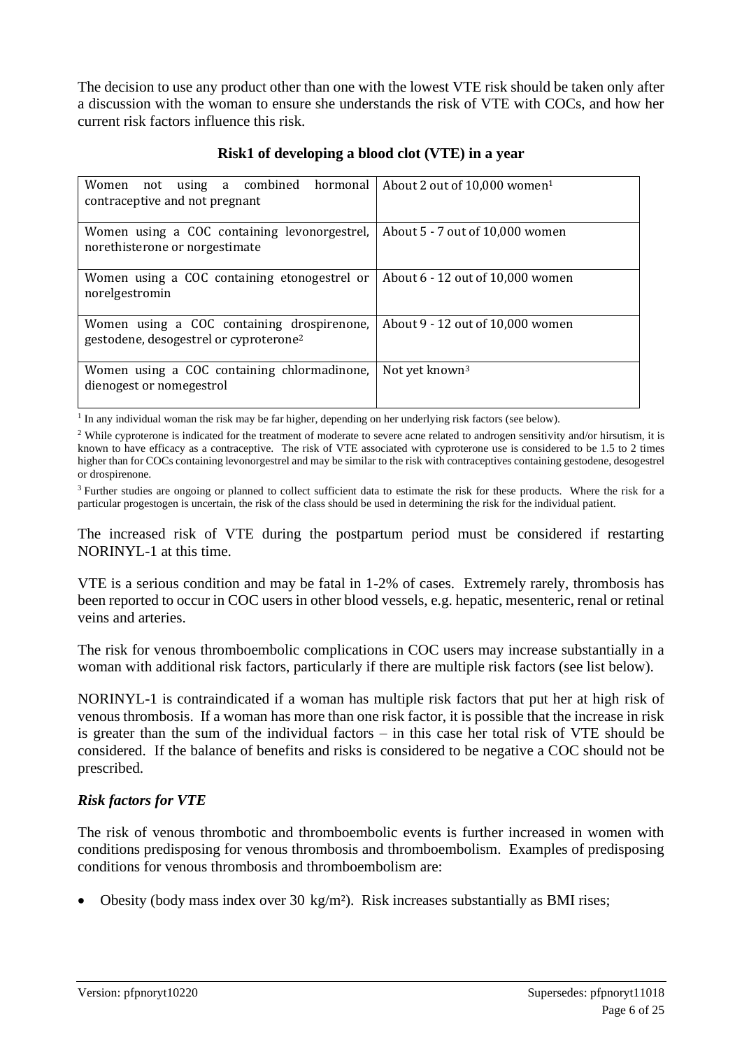The decision to use any product other than one with the lowest VTE risk should be taken only after a discussion with the woman to ensure she understands the risk of VTE with COCs, and how her current risk factors influence this risk.

**Risk1 of developing a blood clot (VTE) in a year**

| | |
|---|---|
| Women not using a combined hormonal contraceptive and not pregnant | About 2 out of 10,000 women[1] |
| Women using a COC containing levonorgestrel, norethisterone or norgestimate | About 5 - 7 out of 10,000 women |
| Women using a COC containing etonogestrel or norelgestromin | About 6 - 12 out of 10,000 women |
| Women using a COC containing drospirenone, gestodene, desogestrel or cyproterone[2] | About 9 - 12 out of 10,000 women |
| Women using a COC containing chlormadinone, dienogest or nomegestrol | Not yet known[3] |

[1] In any individual woman the risk may be far higher, depending on her underlying risk factors (see below).

[2] While cyproterone is indicated for the treatment of moderate to severe acne related to androgen sensitivity and/or hirsutism, it is known to have efficacy as a contraceptive. The risk of VTE associated with cyproterone use is considered to be 1.5 to 2 times higher than for COCs containing levonorgestrel and may be similar to the risk with contraceptives containing gestodene, desogestrel or drospirenone.

[3] Further studies are ongoing or planned to collect sufficient data to estimate the risk for these products. Where the risk for a particular progestogen is uncertain, the risk of the class should be used in determining the risk for the individual patient.

The increased risk of VTE during the postpartum period must be considered if restarting NORINYL-1 at this time.

VTE is a serious condition and may be fatal in 1-2% of cases. Extremely rarely, thrombosis has been reported to occur in COC users in other blood vessels, e.g. hepatic, mesenteric, renal or retinal veins and arteries.

The risk for venous thromboembolic complications in COC users may increase substantially in a woman with additional risk factors, particularly if there are multiple risk factors (see list below).

NORINYL-1 is contraindicated if a woman has multiple risk factors that put her at high risk of venous thrombosis. If a woman has more than one risk factor, it is possible that the increase in risk is greater than the sum of the individual factors – in this case her total risk of VTE should be considered. If the balance of benefits and risks is considered to be negative a COC should not be prescribed.

### *Risk factors for VTE*

The risk of venous thrombotic and thromboembolic events is further increased in women with conditions predisposing for venous thrombosis and thromboembolism. Examples of predisposing conditions for venous thrombosis and thromboembolism are:

- Obesity (body mass index over 30 kg/m²). Risk increases substantially as BMI rises;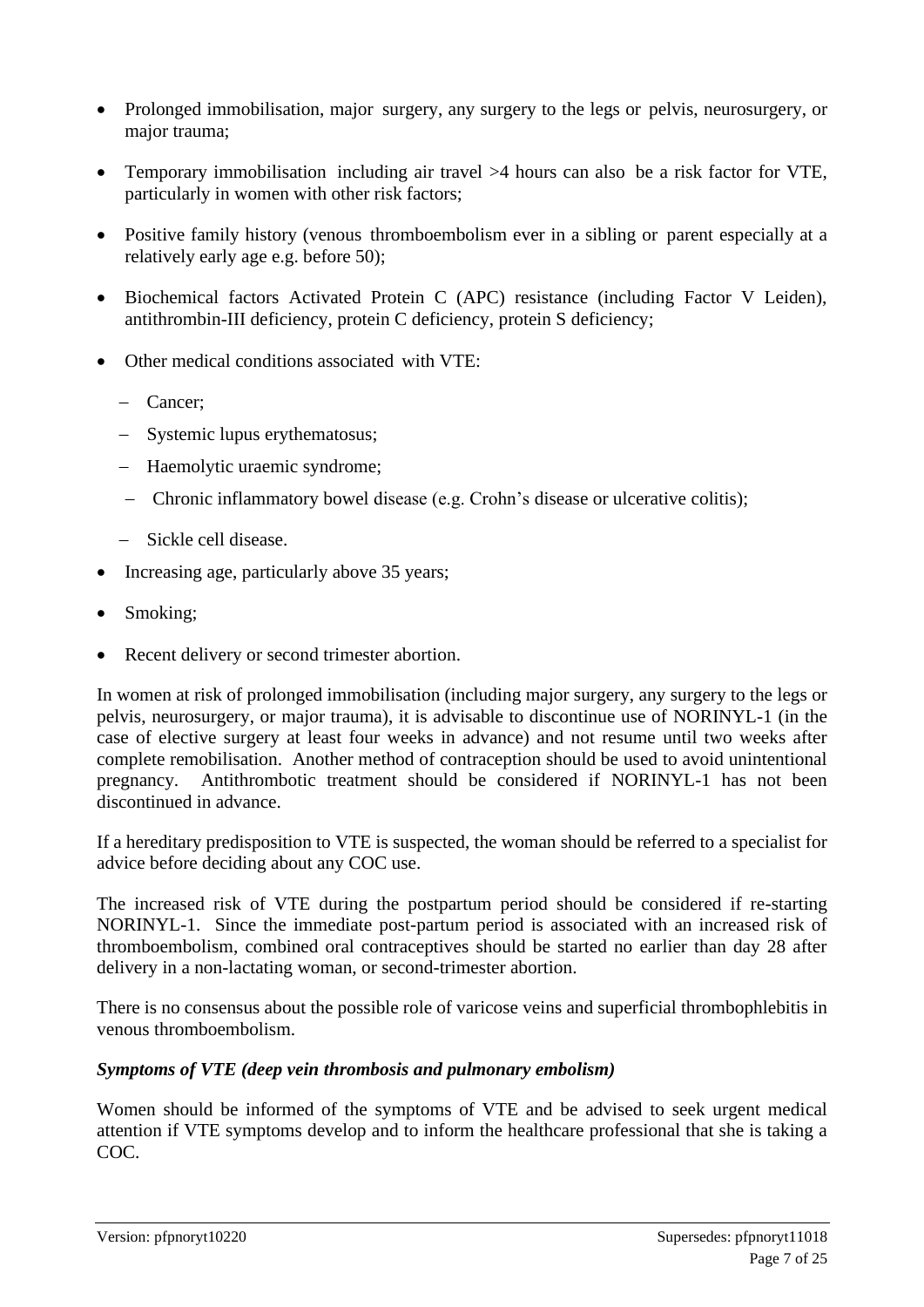- Prolonged immobilisation, major surgery, any surgery to the legs or pelvis, neurosurgery, or major trauma;
- Temporary immobilisation including air travel >4 hours can also be a risk factor for VTE, particularly in women with other risk factors;
- Positive family history (venous thromboembolism ever in a sibling or parent especially at a relatively early age e.g. before 50);
- Biochemical factors Activated Protein C (APC) resistance (including Factor V Leiden), antithrombin-III deficiency, protein C deficiency, protein S deficiency;
- Other medical conditions associated with VTE:
  - Cancer;
  - Systemic lupus erythematosus;
  - Haemolytic uraemic syndrome;
  - Chronic inflammatory bowel disease (e.g. Crohn's disease or ulcerative colitis);
  - Sickle cell disease.
- Increasing age, particularly above 35 years;
- Smoking;
- Recent delivery or second trimester abortion.

In women at risk of prolonged immobilisation (including major surgery, any surgery to the legs or pelvis, neurosurgery, or major trauma), it is advisable to discontinue use of NORINYL-1 (in the case of elective surgery at least four weeks in advance) and not resume until two weeks after complete remobilisation. Another method of contraception should be used to avoid unintentional pregnancy. Antithrombotic treatment should be considered if NORINYL-1 has not been discontinued in advance.

If a hereditary predisposition to VTE is suspected, the woman should be referred to a specialist for advice before deciding about any COC use.

The increased risk of VTE during the postpartum period should be considered if re-starting NORINYL-1. Since the immediate post-partum period is associated with an increased risk of thromboembolism, combined oral contraceptives should be started no earlier than day 28 after delivery in a non-lactating woman, or second-trimester abortion.

There is no consensus about the possible role of varicose veins and superficial thrombophlebitis in venous thromboembolism.

***Symptoms of VTE (deep vein thrombosis and pulmonary embolism)***

Women should be informed of the symptoms of VTE and be advised to seek urgent medical attention if VTE symptoms develop and to inform the healthcare professional that she is taking a COC.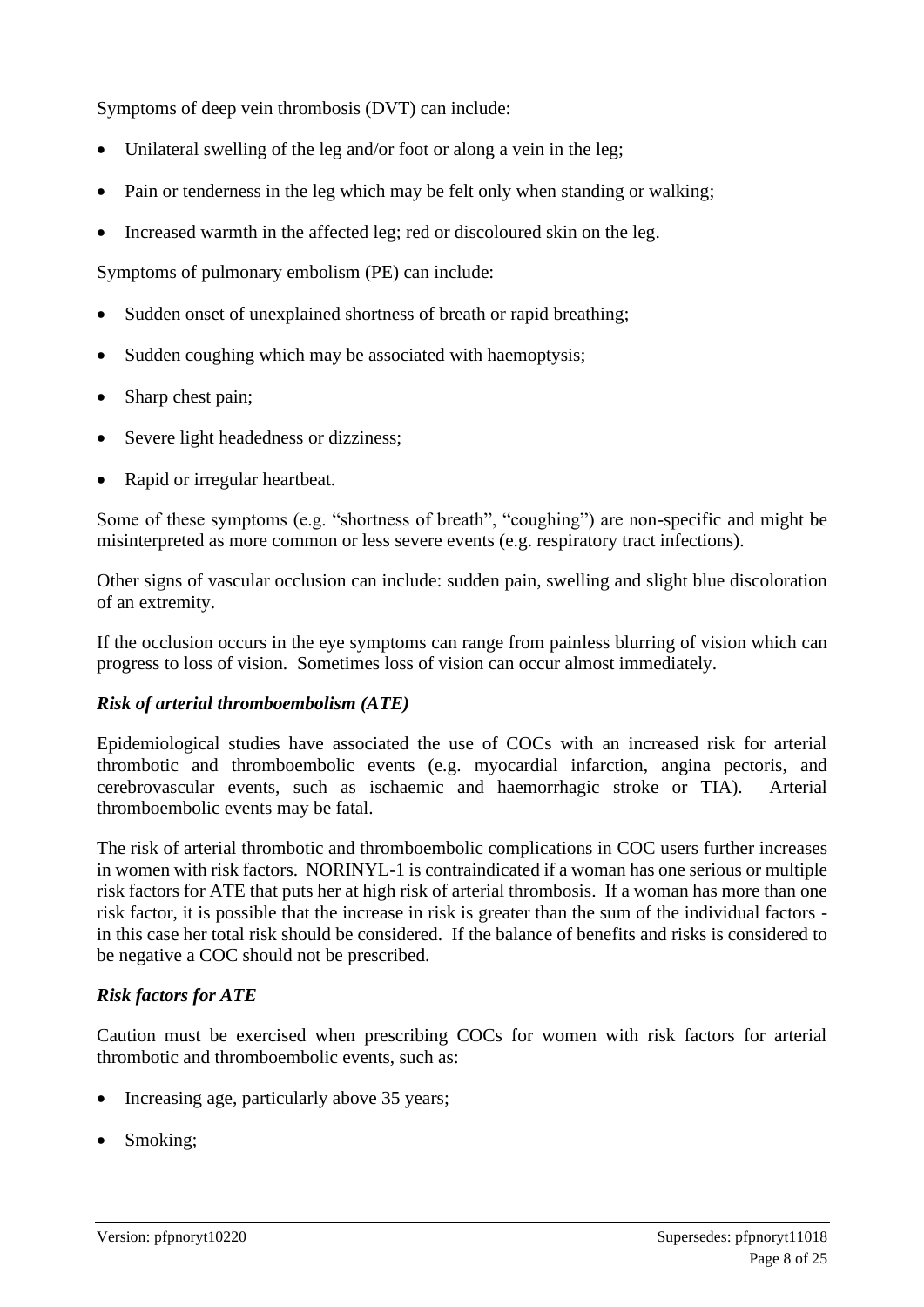Symptoms of deep vein thrombosis (DVT) can include:

- Unilateral swelling of the leg and/or foot or along a vein in the leg;
- Pain or tenderness in the leg which may be felt only when standing or walking;
- Increased warmth in the affected leg; red or discoloured skin on the leg.

Symptoms of pulmonary embolism (PE) can include:

- Sudden onset of unexplained shortness of breath or rapid breathing;
- Sudden coughing which may be associated with haemoptysis;
- Sharp chest pain;
- Severe light headedness or dizziness;
- Rapid or irregular heartbeat.

Some of these symptoms (e.g. "shortness of breath", "coughing") are non-specific and might be misinterpreted as more common or less severe events (e.g. respiratory tract infections).

Other signs of vascular occlusion can include: sudden pain, swelling and slight blue discoloration of an extremity.

If the occlusion occurs in the eye symptoms can range from painless blurring of vision which can progress to loss of vision. Sometimes loss of vision can occur almost immediately.

***Risk of arterial thromboembolism (ATE)***

Epidemiological studies have associated the use of COCs with an increased risk for arterial thrombotic and thromboembolic events (e.g. myocardial infarction, angina pectoris, and cerebrovascular events, such as ischaemic and haemorrhagic stroke or TIA). Arterial thromboembolic events may be fatal.

The risk of arterial thrombotic and thromboembolic complications in COC users further increases in women with risk factors. NORINYL-1 is contraindicated if a woman has one serious or multiple risk factors for ATE that puts her at high risk of arterial thrombosis. If a woman has more than one risk factor, it is possible that the increase in risk is greater than the sum of the individual factors - in this case her total risk should be considered. If the balance of benefits and risks is considered to be negative a COC should not be prescribed.

***Risk factors for ATE***

Caution must be exercised when prescribing COCs for women with risk factors for arterial thrombotic and thromboembolic events, such as:

- Increasing age, particularly above 35 years;
- Smoking;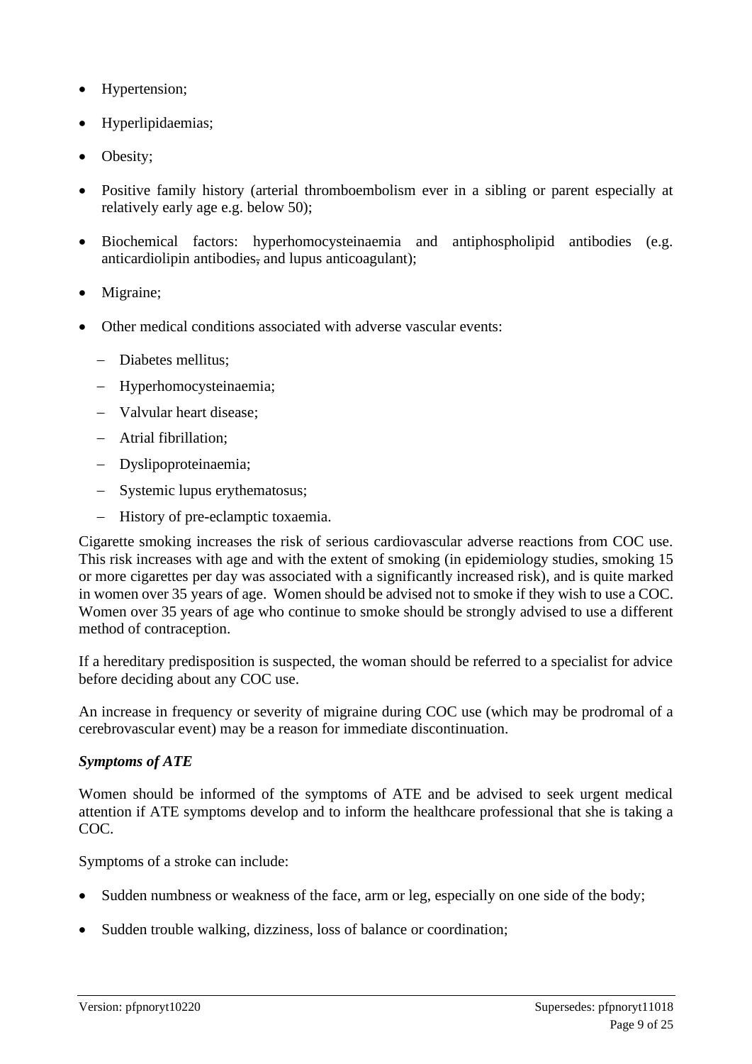- Hypertension;
- Hyperlipidaemias;
- Obesity;
- Positive family history (arterial thromboembolism ever in a sibling or parent especially at relatively early age e.g. below 50);
- Biochemical factors: hyperhomocysteinaemia and antiphospholipid antibodies (e.g. anticardiolipin antibodies, and lupus anticoagulant);
- Migraine;
- Other medical conditions associated with adverse vascular events:
  - Diabetes mellitus;
  - Hyperhomocysteinaemia;
  - Valvular heart disease;
  - Atrial fibrillation;
  - Dyslipoproteinaemia;
  - Systemic lupus erythematosus;
  - History of pre-eclamptic toxaemia.

Cigarette smoking increases the risk of serious cardiovascular adverse reactions from COC use. This risk increases with age and with the extent of smoking (in epidemiology studies, smoking 15 or more cigarettes per day was associated with a significantly increased risk), and is quite marked in women over 35 years of age. Women should be advised not to smoke if they wish to use a COC. Women over 35 years of age who continue to smoke should be strongly advised to use a different method of contraception.

If a hereditary predisposition is suspected, the woman should be referred to a specialist for advice before deciding about any COC use.

An increase in frequency or severity of migraine during COC use (which may be prodromal of a cerebrovascular event) may be a reason for immediate discontinuation.

***Symptoms of ATE***

Women should be informed of the symptoms of ATE and be advised to seek urgent medical attention if ATE symptoms develop and to inform the healthcare professional that she is taking a COC.

Symptoms of a stroke can include:

- Sudden numbness or weakness of the face, arm or leg, especially on one side of the body;
- Sudden trouble walking, dizziness, loss of balance or coordination;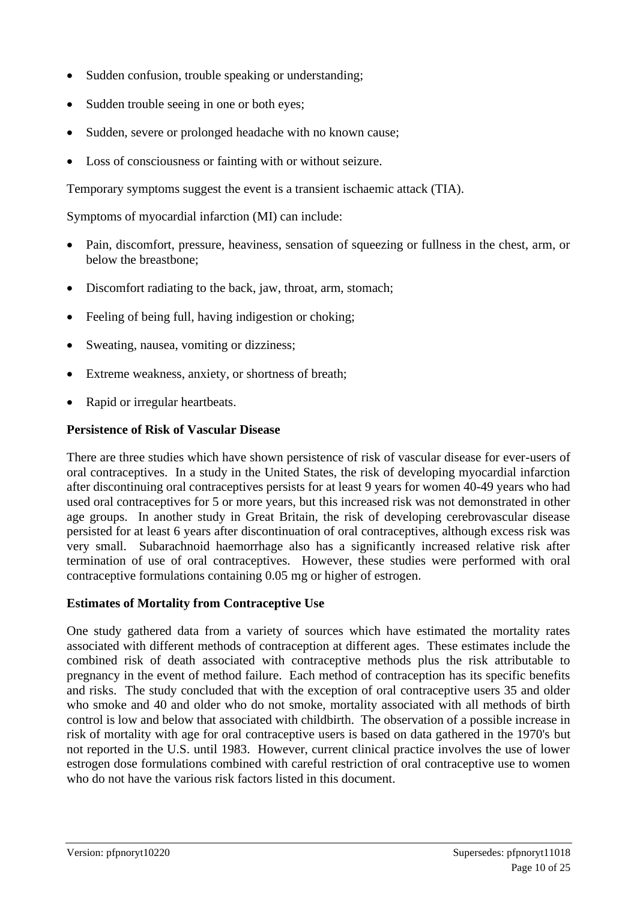- Sudden confusion, trouble speaking or understanding;
- Sudden trouble seeing in one or both eyes;
- Sudden, severe or prolonged headache with no known cause;
- Loss of consciousness or fainting with or without seizure.

Temporary symptoms suggest the event is a transient ischaemic attack (TIA).

Symptoms of myocardial infarction (MI) can include:

- Pain, discomfort, pressure, heaviness, sensation of squeezing or fullness in the chest, arm, or below the breastbone;
- Discomfort radiating to the back, jaw, throat, arm, stomach;
- Feeling of being full, having indigestion or choking;
- Sweating, nausea, vomiting or dizziness;
- Extreme weakness, anxiety, or shortness of breath;
- Rapid or irregular heartbeats.

**Persistence of Risk of Vascular Disease**

There are three studies which have shown persistence of risk of vascular disease for ever-users of oral contraceptives. In a study in the United States, the risk of developing myocardial infarction after discontinuing oral contraceptives persists for at least 9 years for women 40-49 years who had used oral contraceptives for 5 or more years, but this increased risk was not demonstrated in other age groups. In another study in Great Britain, the risk of developing cerebrovascular disease persisted for at least 6 years after discontinuation of oral contraceptives, although excess risk was very small. Subarachnoid haemorrhage also has a significantly increased relative risk after termination of use of oral contraceptives. However, these studies were performed with oral contraceptive formulations containing 0.05 mg or higher of estrogen.

**Estimates of Mortality from Contraceptive Use**

One study gathered data from a variety of sources which have estimated the mortality rates associated with different methods of contraception at different ages. These estimates include the combined risk of death associated with contraceptive methods plus the risk attributable to pregnancy in the event of method failure. Each method of contraception has its specific benefits and risks. The study concluded that with the exception of oral contraceptive users 35 and older who smoke and 40 and older who do not smoke, mortality associated with all methods of birth control is low and below that associated with childbirth. The observation of a possible increase in risk of mortality with age for oral contraceptive users is based on data gathered in the 1970's but not reported in the U.S. until 1983. However, current clinical practice involves the use of lower estrogen dose formulations combined with careful restriction of oral contraceptive use to women who do not have the various risk factors listed in this document.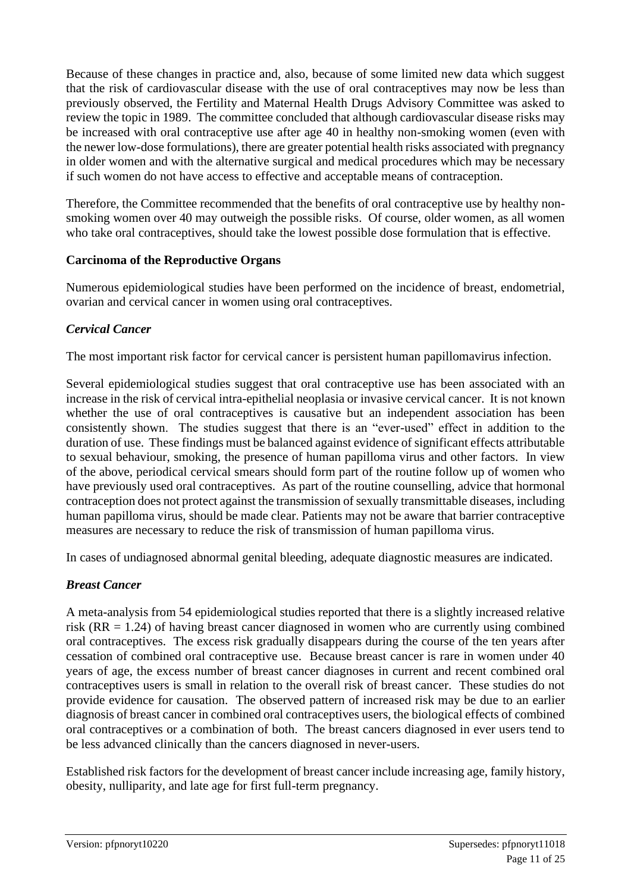Because of these changes in practice and, also, because of some limited new data which suggest that the risk of cardiovascular disease with the use of oral contraceptives may now be less than previously observed, the Fertility and Maternal Health Drugs Advisory Committee was asked to review the topic in 1989. The committee concluded that although cardiovascular disease risks may be increased with oral contraceptive use after age 40 in healthy non-smoking women (even with the newer low-dose formulations), there are greater potential health risks associated with pregnancy in older women and with the alternative surgical and medical procedures which may be necessary if such women do not have access to effective and acceptable means of contraception.

Therefore, the Committee recommended that the benefits of oral contraceptive use by healthy non-smoking women over 40 may outweigh the possible risks. Of course, older women, as all women who take oral contraceptives, should take the lowest possible dose formulation that is effective.

**Carcinoma of the Reproductive Organs**

Numerous epidemiological studies have been performed on the incidence of breast, endometrial, ovarian and cervical cancer in women using oral contraceptives.

***Cervical Cancer***

The most important risk factor for cervical cancer is persistent human papillomavirus infection.

Several epidemiological studies suggest that oral contraceptive use has been associated with an increase in the risk of cervical intra-epithelial neoplasia or invasive cervical cancer. It is not known whether the use of oral contraceptives is causative but an independent association has been consistently shown. The studies suggest that there is an "ever-used" effect in addition to the duration of use. These findings must be balanced against evidence of significant effects attributable to sexual behaviour, smoking, the presence of human papilloma virus and other factors. In view of the above, periodical cervical smears should form part of the routine follow up of women who have previously used oral contraceptives. As part of the routine counselling, advice that hormonal contraception does not protect against the transmission of sexually transmittable diseases, including human papilloma virus, should be made clear. Patients may not be aware that barrier contraceptive measures are necessary to reduce the risk of transmission of human papilloma virus.

In cases of undiagnosed abnormal genital bleeding, adequate diagnostic measures are indicated.

***Breast Cancer***

A meta-analysis from 54 epidemiological studies reported that there is a slightly increased relative risk (RR = 1.24) of having breast cancer diagnosed in women who are currently using combined oral contraceptives. The excess risk gradually disappears during the course of the ten years after cessation of combined oral contraceptive use. Because breast cancer is rare in women under 40 years of age, the excess number of breast cancer diagnoses in current and recent combined oral contraceptives users is small in relation to the overall risk of breast cancer. These studies do not provide evidence for causation. The observed pattern of increased risk may be due to an earlier diagnosis of breast cancer in combined oral contraceptives users, the biological effects of combined oral contraceptives or a combination of both. The breast cancers diagnosed in ever users tend to be less advanced clinically than the cancers diagnosed in never-users.

Established risk factors for the development of breast cancer include increasing age, family history, obesity, nulliparity, and late age for first full-term pregnancy.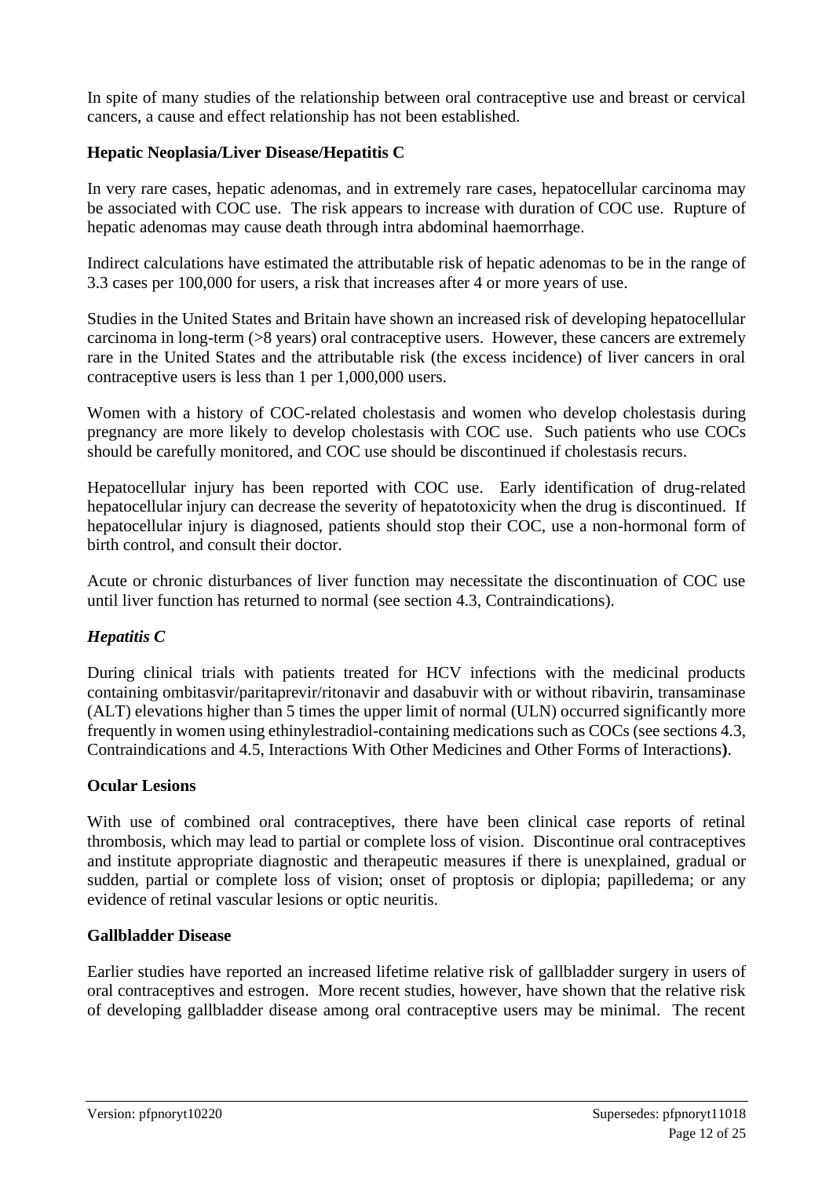In spite of many studies of the relationship between oral contraceptive use and breast or cervical cancers, a cause and effect relationship has not been established.

### Hepatic Neoplasia/Liver Disease/Hepatitis C

In very rare cases, hepatic adenomas, and in extremely rare cases, hepatocellular carcinoma may be associated with COC use. The risk appears to increase with duration of COC use. Rupture of hepatic adenomas may cause death through intra abdominal haemorrhage.

Indirect calculations have estimated the attributable risk of hepatic adenomas to be in the range of 3.3 cases per 100,000 for users, a risk that increases after 4 or more years of use.

Studies in the United States and Britain have shown an increased risk of developing hepatocellular carcinoma in long-term (>8 years) oral contraceptive users. However, these cancers are extremely rare in the United States and the attributable risk (the excess incidence) of liver cancers in oral contraceptive users is less than 1 per 1,000,000 users.

Women with a history of COC-related cholestasis and women who develop cholestasis during pregnancy are more likely to develop cholestasis with COC use. Such patients who use COCs should be carefully monitored, and COC use should be discontinued if cholestasis recurs.

Hepatocellular injury has been reported with COC use. Early identification of drug-related hepatocellular injury can decrease the severity of hepatotoxicity when the drug is discontinued. If hepatocellular injury is diagnosed, patients should stop their COC, use a non-hormonal form of birth control, and consult their doctor.

Acute or chronic disturbances of liver function may necessitate the discontinuation of COC use until liver function has returned to normal (see section 4.3, Contraindications).

#### *Hepatitis C*

During clinical trials with patients treated for HCV infections with the medicinal products containing ombitasvir/paritaprevir/ritonavir and dasabuvir with or without ribavirin, transaminase (ALT) elevations higher than 5 times the upper limit of normal (ULN) occurred significantly more frequently in women using ethinylestradiol-containing medications such as COCs (see sections 4.3, Contraindications and 4.5, Interactions With Other Medicines and Other Forms of Interactions**)**.

### Ocular Lesions

With use of combined oral contraceptives, there have been clinical case reports of retinal thrombosis, which may lead to partial or complete loss of vision. Discontinue oral contraceptives and institute appropriate diagnostic and therapeutic measures if there is unexplained, gradual or sudden, partial or complete loss of vision; onset of proptosis or diplopia; papilledema; or any evidence of retinal vascular lesions or optic neuritis.

### Gallbladder Disease

Earlier studies have reported an increased lifetime relative risk of gallbladder surgery in users of oral contraceptives and estrogen. More recent studies, however, have shown that the relative risk of developing gallbladder disease among oral contraceptive users may be minimal. The recent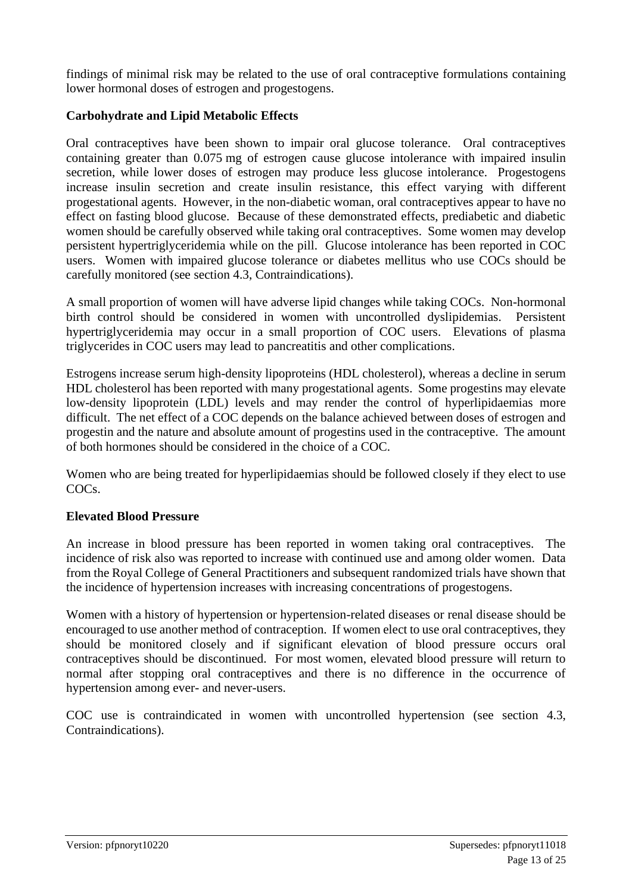findings of minimal risk may be related to the use of oral contraceptive formulations containing lower hormonal doses of estrogen and progestogens.

**Carbohydrate and Lipid Metabolic Effects**

Oral contraceptives have been shown to impair oral glucose tolerance. Oral contraceptives containing greater than 0.075 mg of estrogen cause glucose intolerance with impaired insulin secretion, while lower doses of estrogen may produce less glucose intolerance. Progestogens increase insulin secretion and create insulin resistance, this effect varying with different progestational agents. However, in the non-diabetic woman, oral contraceptives appear to have no effect on fasting blood glucose. Because of these demonstrated effects, prediabetic and diabetic women should be carefully observed while taking oral contraceptives. Some women may develop persistent hypertriglyceridemia while on the pill. Glucose intolerance has been reported in COC users. Women with impaired glucose tolerance or diabetes mellitus who use COCs should be carefully monitored (see section 4.3, Contraindications).

A small proportion of women will have adverse lipid changes while taking COCs. Non-hormonal birth control should be considered in women with uncontrolled dyslipidemias. Persistent hypertriglyceridemia may occur in a small proportion of COC users. Elevations of plasma triglycerides in COC users may lead to pancreatitis and other complications.

Estrogens increase serum high-density lipoproteins (HDL cholesterol), whereas a decline in serum HDL cholesterol has been reported with many progestational agents. Some progestins may elevate low-density lipoprotein (LDL) levels and may render the control of hyperlipidaemias more difficult. The net effect of a COC depends on the balance achieved between doses of estrogen and progestin and the nature and absolute amount of progestins used in the contraceptive. The amount of both hormones should be considered in the choice of a COC.

Women who are being treated for hyperlipidaemias should be followed closely if they elect to use COCs.

**Elevated Blood Pressure**

An increase in blood pressure has been reported in women taking oral contraceptives. The incidence of risk also was reported to increase with continued use and among older women. Data from the Royal College of General Practitioners and subsequent randomized trials have shown that the incidence of hypertension increases with increasing concentrations of progestogens.

Women with a history of hypertension or hypertension-related diseases or renal disease should be encouraged to use another method of contraception. If women elect to use oral contraceptives, they should be monitored closely and if significant elevation of blood pressure occurs oral contraceptives should be discontinued. For most women, elevated blood pressure will return to normal after stopping oral contraceptives and there is no difference in the occurrence of hypertension among ever- and never-users.

COC use is contraindicated in women with uncontrolled hypertension (see section 4.3, Contraindications).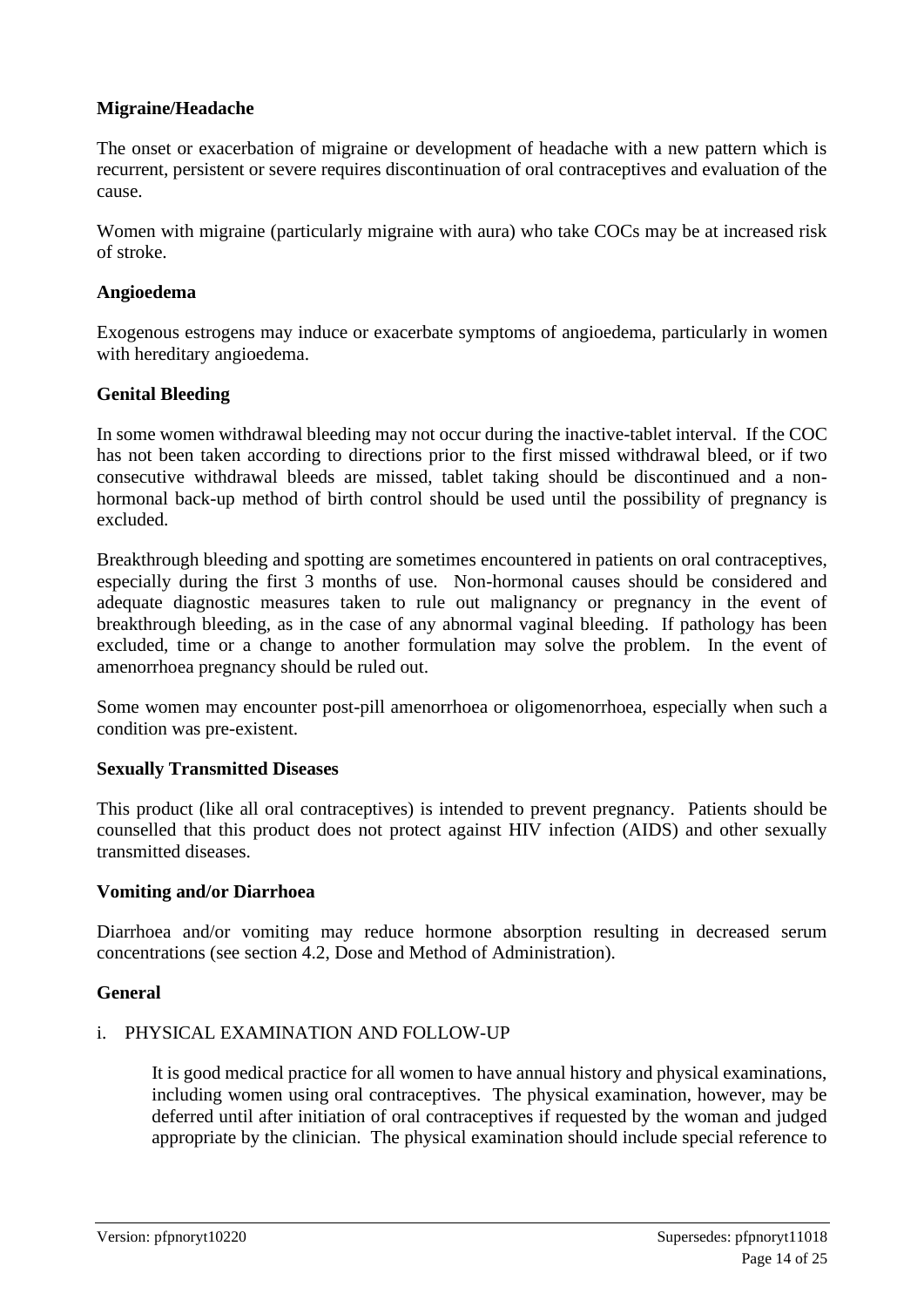**Migraine/Headache**

The onset or exacerbation of migraine or development of headache with a new pattern which is recurrent, persistent or severe requires discontinuation of oral contraceptives and evaluation of the cause.

Women with migraine (particularly migraine with aura) who take COCs may be at increased risk of stroke.

**Angioedema**

Exogenous estrogens may induce or exacerbate symptoms of angioedema, particularly in women with hereditary angioedema.

**Genital Bleeding**

In some women withdrawal bleeding may not occur during the inactive-tablet interval. If the COC has not been taken according to directions prior to the first missed withdrawal bleed, or if two consecutive withdrawal bleeds are missed, tablet taking should be discontinued and a non-hormonal back-up method of birth control should be used until the possibility of pregnancy is excluded.

Breakthrough bleeding and spotting are sometimes encountered in patients on oral contraceptives, especially during the first 3 months of use. Non-hormonal causes should be considered and adequate diagnostic measures taken to rule out malignancy or pregnancy in the event of breakthrough bleeding, as in the case of any abnormal vaginal bleeding. If pathology has been excluded, time or a change to another formulation may solve the problem. In the event of amenorrhoea pregnancy should be ruled out.

Some women may encounter post-pill amenorrhoea or oligomenorrhoea, especially when such a condition was pre-existent.

**Sexually Transmitted Diseases**

This product (like all oral contraceptives) is intended to prevent pregnancy. Patients should be counselled that this product does not protect against HIV infection (AIDS) and other sexually transmitted diseases.

**Vomiting and/or Diarrhoea**

Diarrhoea and/or vomiting may reduce hormone absorption resulting in decreased serum concentrations (see section 4.2, Dose and Method of Administration).

**General**

i. PHYSICAL EXAMINATION AND FOLLOW-UP

It is good medical practice for all women to have annual history and physical examinations, including women using oral contraceptives. The physical examination, however, may be deferred until after initiation of oral contraceptives if requested by the woman and judged appropriate by the clinician. The physical examination should include special reference to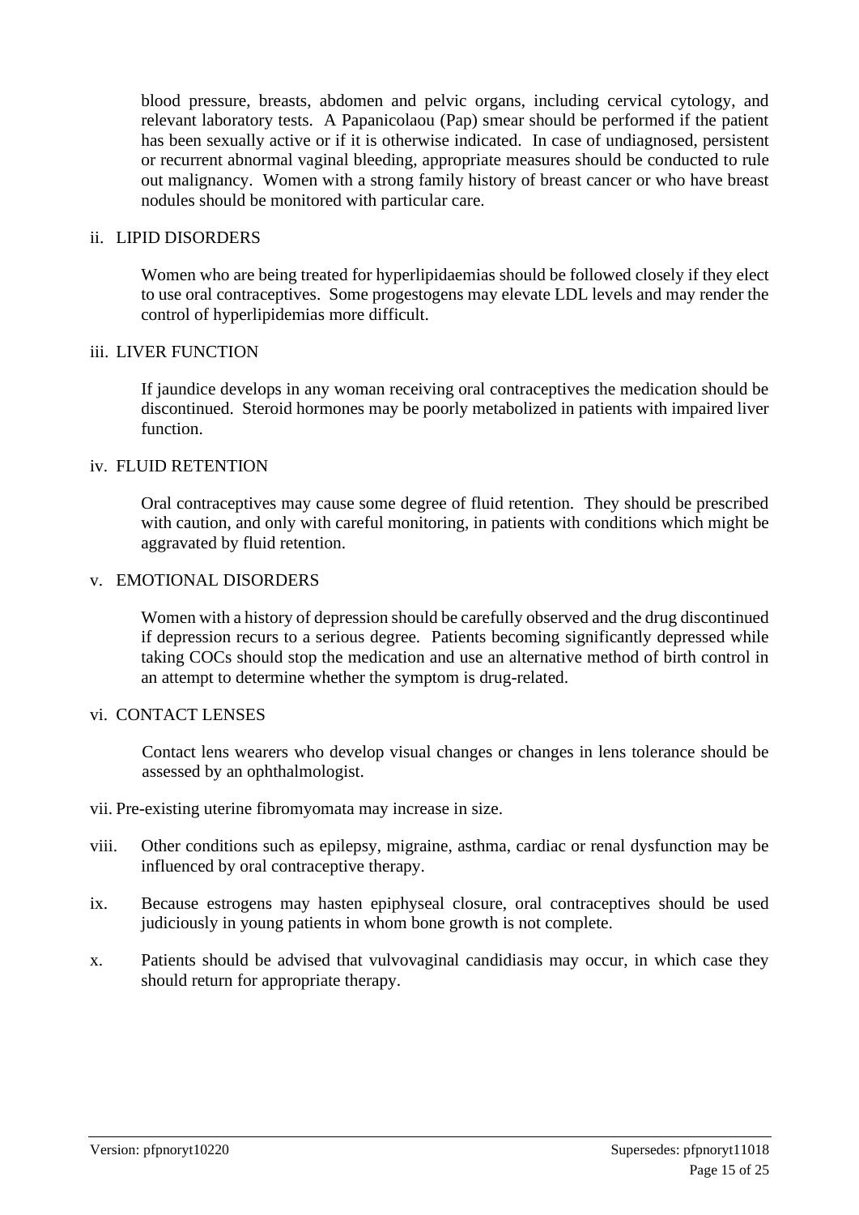blood pressure, breasts, abdomen and pelvic organs, including cervical cytology, and relevant laboratory tests. A Papanicolaou (Pap) smear should be performed if the patient has been sexually active or if it is otherwise indicated. In case of undiagnosed, persistent or recurrent abnormal vaginal bleeding, appropriate measures should be conducted to rule out malignancy. Women with a strong family history of breast cancer or who have breast nodules should be monitored with particular care.

ii. LIPID DISORDERS

Women who are being treated for hyperlipidaemias should be followed closely if they elect to use oral contraceptives. Some progestogens may elevate LDL levels and may render the control of hyperlipidemias more difficult.

iii. LIVER FUNCTION

If jaundice develops in any woman receiving oral contraceptives the medication should be discontinued. Steroid hormones may be poorly metabolized in patients with impaired liver function.

iv. FLUID RETENTION

Oral contraceptives may cause some degree of fluid retention. They should be prescribed with caution, and only with careful monitoring, in patients with conditions which might be aggravated by fluid retention.

v. EMOTIONAL DISORDERS

Women with a history of depression should be carefully observed and the drug discontinued if depression recurs to a serious degree. Patients becoming significantly depressed while taking COCs should stop the medication and use an alternative method of birth control in an attempt to determine whether the symptom is drug-related.

vi. CONTACT LENSES

Contact lens wearers who develop visual changes or changes in lens tolerance should be assessed by an ophthalmologist.

vii. Pre-existing uterine fibromyomata may increase in size.

viii. Other conditions such as epilepsy, migraine, asthma, cardiac or renal dysfunction may be influenced by oral contraceptive therapy.

ix. Because estrogens may hasten epiphyseal closure, oral contraceptives should be used judiciously in young patients in whom bone growth is not complete.

x. Patients should be advised that vulvovaginal candidiasis may occur, in which case they should return for appropriate therapy.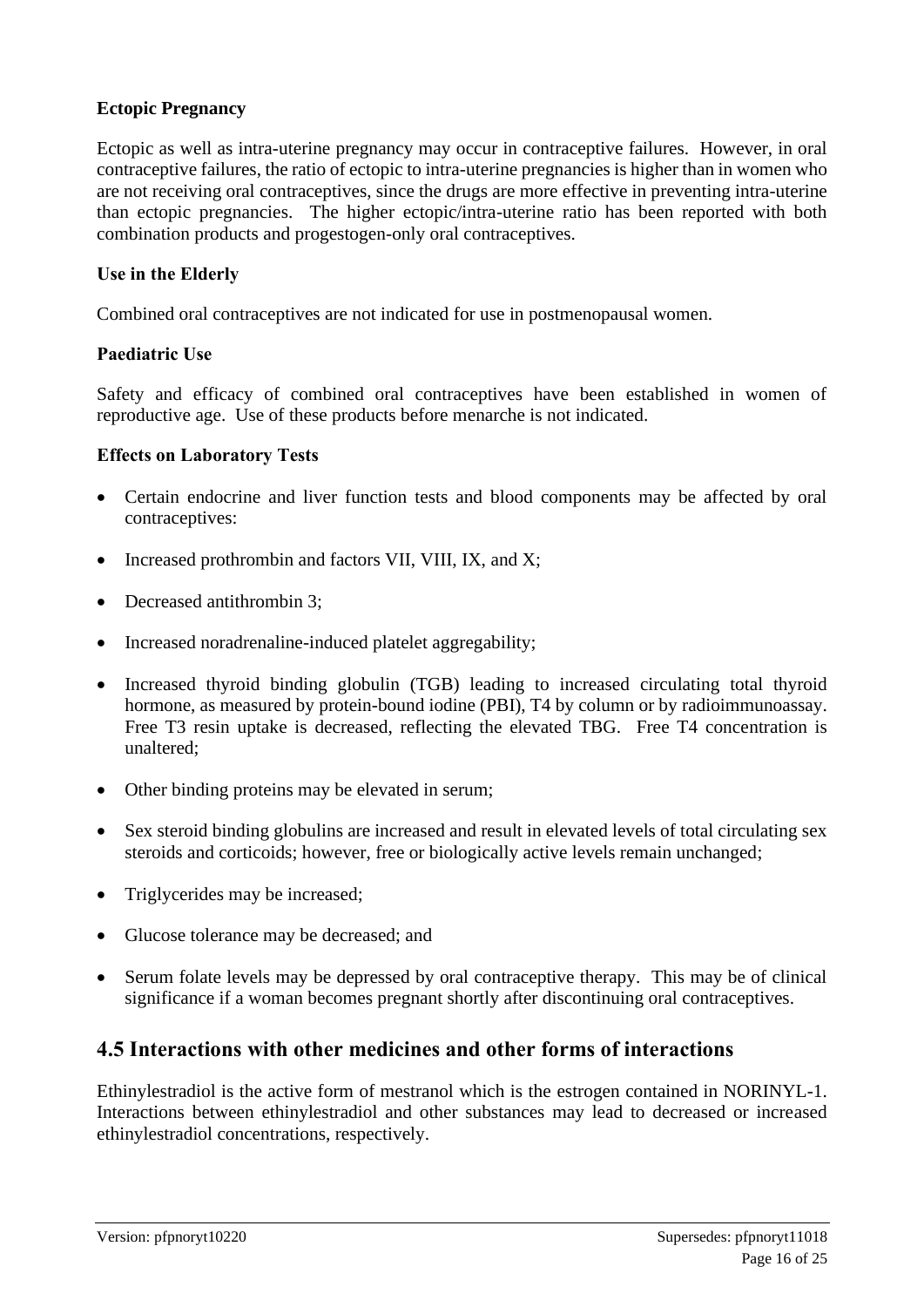**Ectopic Pregnancy**

Ectopic as well as intra-uterine pregnancy may occur in contraceptive failures. However, in oral contraceptive failures, the ratio of ectopic to intra-uterine pregnancies is higher than in women who are not receiving oral contraceptives, since the drugs are more effective in preventing intra-uterine than ectopic pregnancies. The higher ectopic/intra-uterine ratio has been reported with both combination products and progestogen-only oral contraceptives.

**Use in the Elderly**

Combined oral contraceptives are not indicated for use in postmenopausal women.

**Paediatric Use**

Safety and efficacy of combined oral contraceptives have been established in women of reproductive age. Use of these products before menarche is not indicated.

**Effects on Laboratory Tests**

- Certain endocrine and liver function tests and blood components may be affected by oral contraceptives:
- Increased prothrombin and factors VII, VIII, IX, and X;
- Decreased antithrombin 3;
- Increased noradrenaline-induced platelet aggregability;
- Increased thyroid binding globulin (TGB) leading to increased circulating total thyroid hormone, as measured by protein-bound iodine (PBI), T4 by column or by radioimmunoassay. Free T3 resin uptake is decreased, reflecting the elevated TBG. Free T4 concentration is unaltered;
- Other binding proteins may be elevated in serum;
- Sex steroid binding globulins are increased and result in elevated levels of total circulating sex steroids and corticoids; however, free or biologically active levels remain unchanged;
- Triglycerides may be increased;
- Glucose tolerance may be decreased; and
- Serum folate levels may be depressed by oral contraceptive therapy. This may be of clinical significance if a woman becomes pregnant shortly after discontinuing oral contraceptives.

## 4.5 Interactions with other medicines and other forms of interactions

Ethinylestradiol is the active form of mestranol which is the estrogen contained in NORINYL-1. Interactions between ethinylestradiol and other substances may lead to decreased or increased ethinylestradiol concentrations, respectively.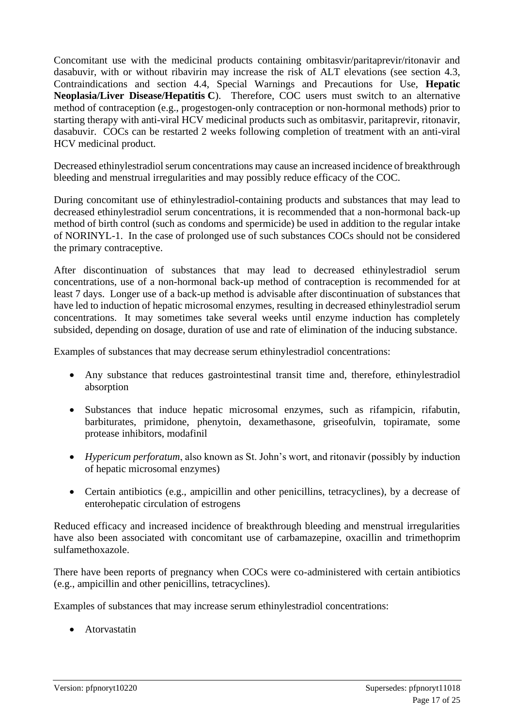Concomitant use with the medicinal products containing ombitasvir/paritaprevir/ritonavir and dasabuvir, with or without ribavirin may increase the risk of ALT elevations (see section 4.3, Contraindications and section 4.4, Special Warnings and Precautions for Use, **Hepatic Neoplasia/Liver Disease/Hepatitis C**). Therefore, COC users must switch to an alternative method of contraception (e.g., progestogen-only contraception or non-hormonal methods) prior to starting therapy with anti-viral HCV medicinal products such as ombitasvir, paritaprevir, ritonavir, dasabuvir. COCs can be restarted 2 weeks following completion of treatment with an anti-viral HCV medicinal product.

Decreased ethinylestradiol serum concentrations may cause an increased incidence of breakthrough bleeding and menstrual irregularities and may possibly reduce efficacy of the COC.

During concomitant use of ethinylestradiol-containing products and substances that may lead to decreased ethinylestradiol serum concentrations, it is recommended that a non-hormonal back-up method of birth control (such as condoms and spermicide) be used in addition to the regular intake of NORINYL-1. In the case of prolonged use of such substances COCs should not be considered the primary contraceptive.

After discontinuation of substances that may lead to decreased ethinylestradiol serum concentrations, use of a non-hormonal back-up method of contraception is recommended for at least 7 days. Longer use of a back-up method is advisable after discontinuation of substances that have led to induction of hepatic microsomal enzymes, resulting in decreased ethinylestradiol serum concentrations. It may sometimes take several weeks until enzyme induction has completely subsided, depending on dosage, duration of use and rate of elimination of the inducing substance.

Examples of substances that may decrease serum ethinylestradiol concentrations:

- Any substance that reduces gastrointestinal transit time and, therefore, ethinylestradiol absorption
- Substances that induce hepatic microsomal enzymes, such as rifampicin, rifabutin, barbiturates, primidone, phenytoin, dexamethasone, griseofulvin, topiramate, some protease inhibitors, modafinil
- *Hypericum perforatum*, also known as St. John's wort, and ritonavir (possibly by induction of hepatic microsomal enzymes)
- Certain antibiotics (e.g., ampicillin and other penicillins, tetracyclines), by a decrease of enterohepatic circulation of estrogens

Reduced efficacy and increased incidence of breakthrough bleeding and menstrual irregularities have also been associated with concomitant use of carbamazepine, oxacillin and trimethoprim sulfamethoxazole.

There have been reports of pregnancy when COCs were co-administered with certain antibiotics (e.g., ampicillin and other penicillins, tetracyclines).

Examples of substances that may increase serum ethinylestradiol concentrations:

- Atorvastatin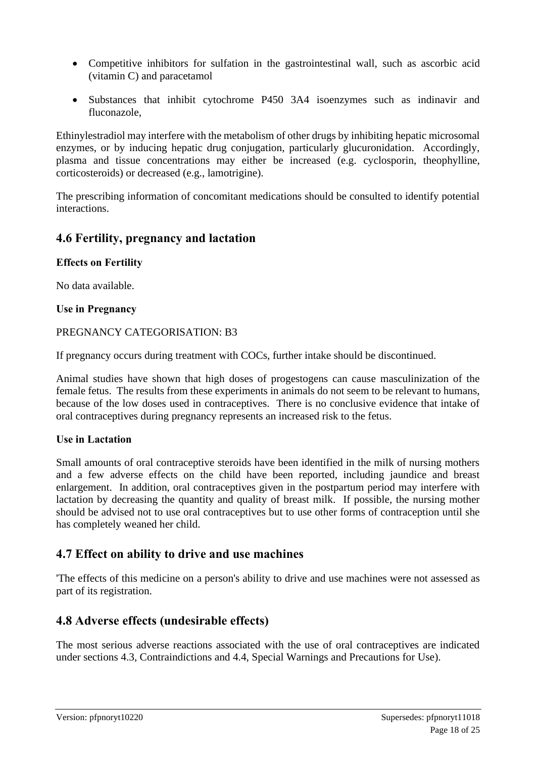- Competitive inhibitors for sulfation in the gastrointestinal wall, such as ascorbic acid (vitamin C) and paracetamol
- Substances that inhibit cytochrome P450 3A4 isoenzymes such as indinavir and fluconazole,

Ethinylestradiol may interfere with the metabolism of other drugs by inhibiting hepatic microsomal enzymes, or by inducing hepatic drug conjugation, particularly glucuronidation. Accordingly, plasma and tissue concentrations may either be increased (e.g. cyclosporin, theophylline, corticosteroids) or decreased (e.g., lamotrigine).

The prescribing information of concomitant medications should be consulted to identify potential interactions.

## 4.6 Fertility, pregnancy and lactation

**Effects on Fertility**

No data available.

**Use in Pregnancy**

PREGNANCY CATEGORISATION: B3

If pregnancy occurs during treatment with COCs, further intake should be discontinued.

Animal studies have shown that high doses of progestogens can cause masculinization of the female fetus. The results from these experiments in animals do not seem to be relevant to humans, because of the low doses used in contraceptives. There is no conclusive evidence that intake of oral contraceptives during pregnancy represents an increased risk to the fetus.

**Use in Lactation**

Small amounts of oral contraceptive steroids have been identified in the milk of nursing mothers and a few adverse effects on the child have been reported, including jaundice and breast enlargement. In addition, oral contraceptives given in the postpartum period may interfere with lactation by decreasing the quantity and quality of breast milk. If possible, the nursing mother should be advised not to use oral contraceptives but to use other forms of contraception until she has completely weaned her child.

## 4.7 Effect on ability to drive and use machines

'The effects of this medicine on a person's ability to drive and use machines were not assessed as part of its registration.

## 4.8 Adverse effects (undesirable effects)

The most serious adverse reactions associated with the use of oral contraceptives are indicated under sections 4.3, Contraindictions and 4.4, Special Warnings and Precautions for Use).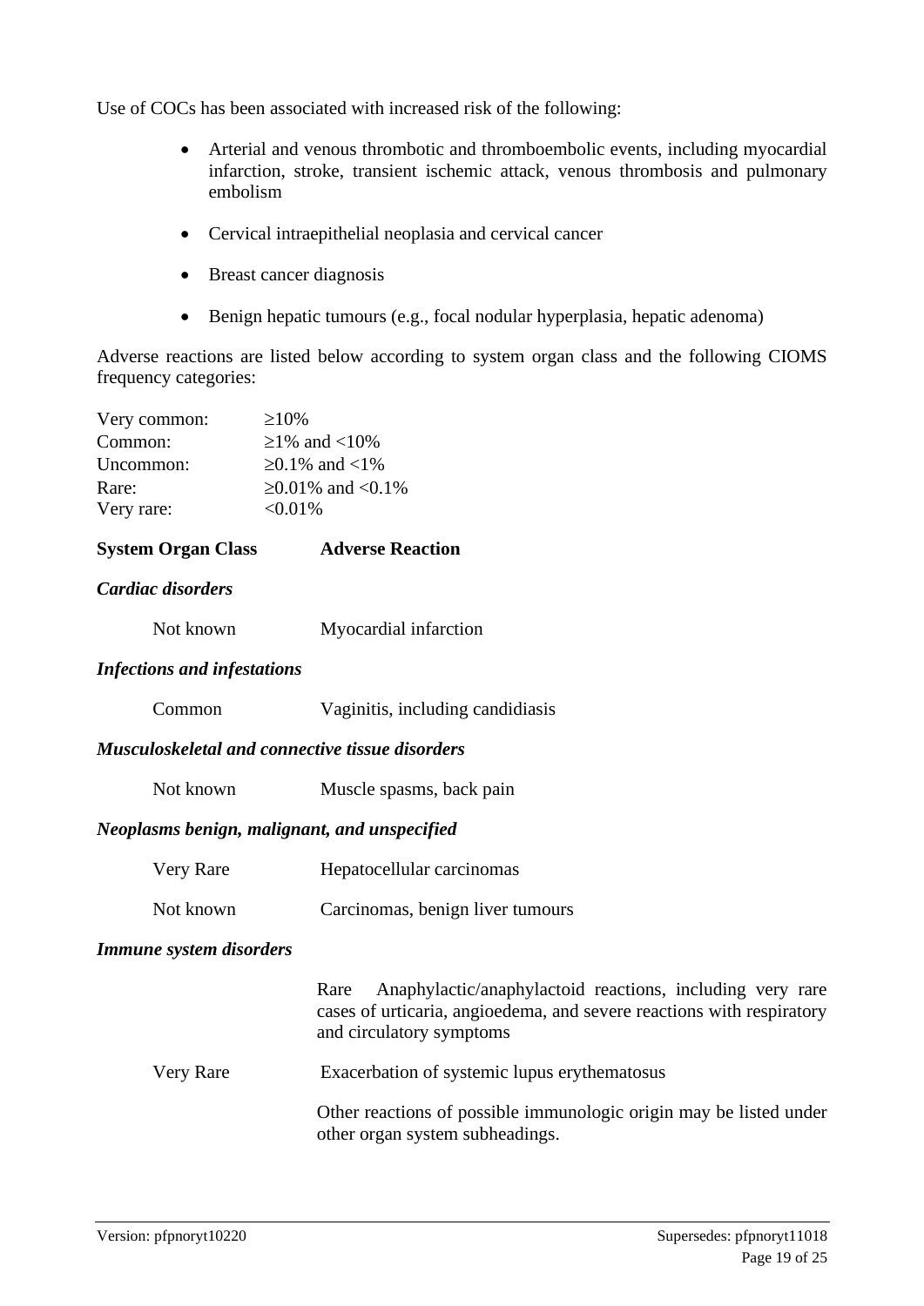Use of COCs has been associated with increased risk of the following:

- Arterial and venous thrombotic and thromboembolic events, including myocardial infarction, stroke, transient ischemic attack, venous thrombosis and pulmonary embolism
- Cervical intraepithelial neoplasia and cervical cancer
- Breast cancer diagnosis
- Benign hepatic tumours (e.g., focal nodular hyperplasia, hepatic adenoma)

Adverse reactions are listed below according to system organ class and the following CIOMS frequency categories:

| | |
|---|---|
| Very common: | ≥10% |
| Common: | ≥1% and <10% |
| Uncommon: | ≥0.1% and <1% |
| Rare: | ≥0.01% and <0.1% |
| Very rare: | <0.01% |

| System Organ Class | Adverse Reaction |
|---|---|
| ***Cardiac disorders*** | |
| Not known | Myocardial infarction |
| ***Infections and infestations*** | |
| Common | Vaginitis, including candidiasis |
| ***Musculoskeletal and connective tissue disorders*** | |
| Not known | Muscle spasms, back pain |
| ***Neoplasms benign, malignant, and unspecified*** | |
| Very Rare | Hepatocellular carcinomas |
| Not known | Carcinomas, benign liver tumours |
| ***Immune system disorders*** | |
| | Rare Anaphylactic/anaphylactoid reactions, including very rare cases of urticaria, angioedema, and severe reactions with respiratory and circulatory symptoms |
| Very Rare | Exacerbation of systemic lupus erythematosus |
| | Other reactions of possible immunologic origin may be listed under other organ system subheadings. |

Version: pfpnoryt10220 Supersedes: pfpnoryt11018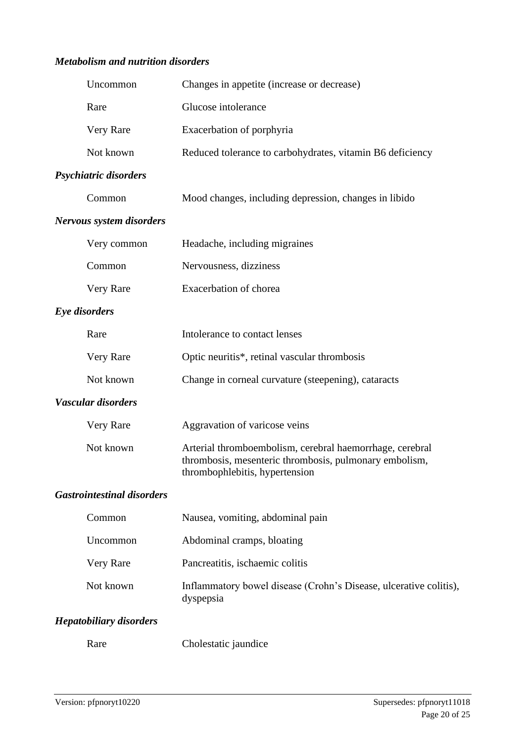***Metabolism and nutrition disorders***

| | |
|---|---|
| Uncommon | Changes in appetite (increase or decrease) |
| Rare | Glucose intolerance |
| Very Rare | Exacerbation of porphyria |
| Not known | Reduced tolerance to carbohydrates, vitamin B6 deficiency |

***Psychiatric disorders***

| | |
|---|---|
| Common | Mood changes, including depression, changes in libido |

***Nervous system disorders***

| | |
|---|---|
| Very common | Headache, including migraines |
| Common | Nervousness, dizziness |
| Very Rare | Exacerbation of chorea |

***Eye disorders***

| | |
|---|---|
| Rare | Intolerance to contact lenses |
| Very Rare | Optic neuritis*, retinal vascular thrombosis |
| Not known | Change in corneal curvature (steepening), cataracts |

***Vascular disorders***

| | |
|---|---|
| Very Rare | Aggravation of varicose veins |
| Not known | Arterial thromboembolism, cerebral haemorrhage, cerebral thrombosis, mesenteric thrombosis, pulmonary embolism, thrombophlebitis, hypertension |

***Gastrointestinal disorders***

| | |
|---|---|
| Common | Nausea, vomiting, abdominal pain |
| Uncommon | Abdominal cramps, bloating |
| Very Rare | Pancreatitis, ischaemic colitis |
| Not known | Inflammatory bowel disease (Crohn's Disease, ulcerative colitis), dyspepsia |

***Hepatobiliary disorders***

| | |
|---|---|
| Rare | Cholestatic jaundice |

Version: pfpnoryt10220 Supersedes: pfpnoryt11018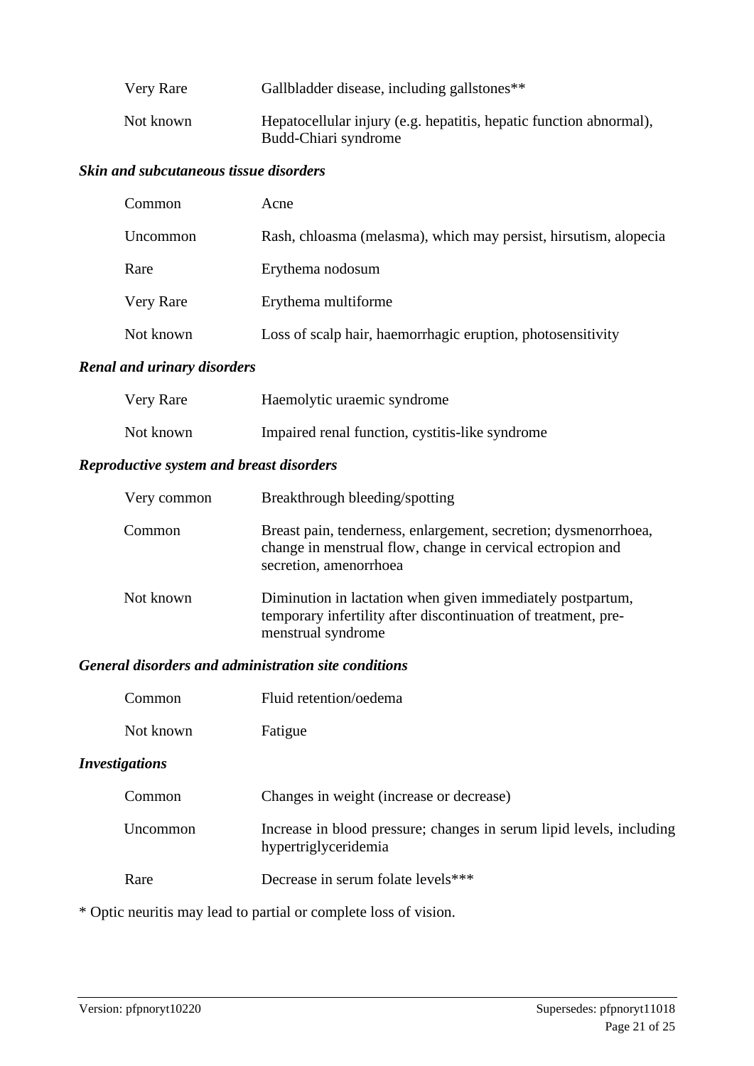| | |
|---|---|
| Very Rare | Gallbladder disease, including gallstones** |
| Not known | Hepatocellular injury (e.g. hepatitis, hepatic function abnormal), Budd-Chiari syndrome |

***Skin and subcutaneous tissue disorders***

| | |
|---|---|
| Common | Acne |
| Uncommon | Rash, chloasma (melasma), which may persist, hirsutism, alopecia |
| Rare | Erythema nodosum |
| Very Rare | Erythema multiforme |
| Not known | Loss of scalp hair, haemorrhagic eruption, photosensitivity |

***Renal and urinary disorders***

| | |
|---|---|
| Very Rare | Haemolytic uraemic syndrome |
| Not known | Impaired renal function, cystitis-like syndrome |

***Reproductive system and breast disorders***

| | |
|---|---|
| Very common | Breakthrough bleeding/spotting |
| Common | Breast pain, tenderness, enlargement, secretion; dysmenorrhoea, change in menstrual flow, change in cervical ectropion and secretion, amenorrhoea |
| Not known | Diminution in lactation when given immediately postpartum, temporary infertility after discontinuation of treatment, pre-menstrual syndrome |

***General disorders and administration site conditions***

| | |
|---|---|
| Common | Fluid retention/oedema |
| Not known | Fatigue |

***Investigations***

| | |
|---|---|
| Common | Changes in weight (increase or decrease) |
| Uncommon | Increase in blood pressure; changes in serum lipid levels, including hypertriglyceridemia |
| Rare | Decrease in serum folate levels*** |

* Optic neuritis may lead to partial or complete loss of vision.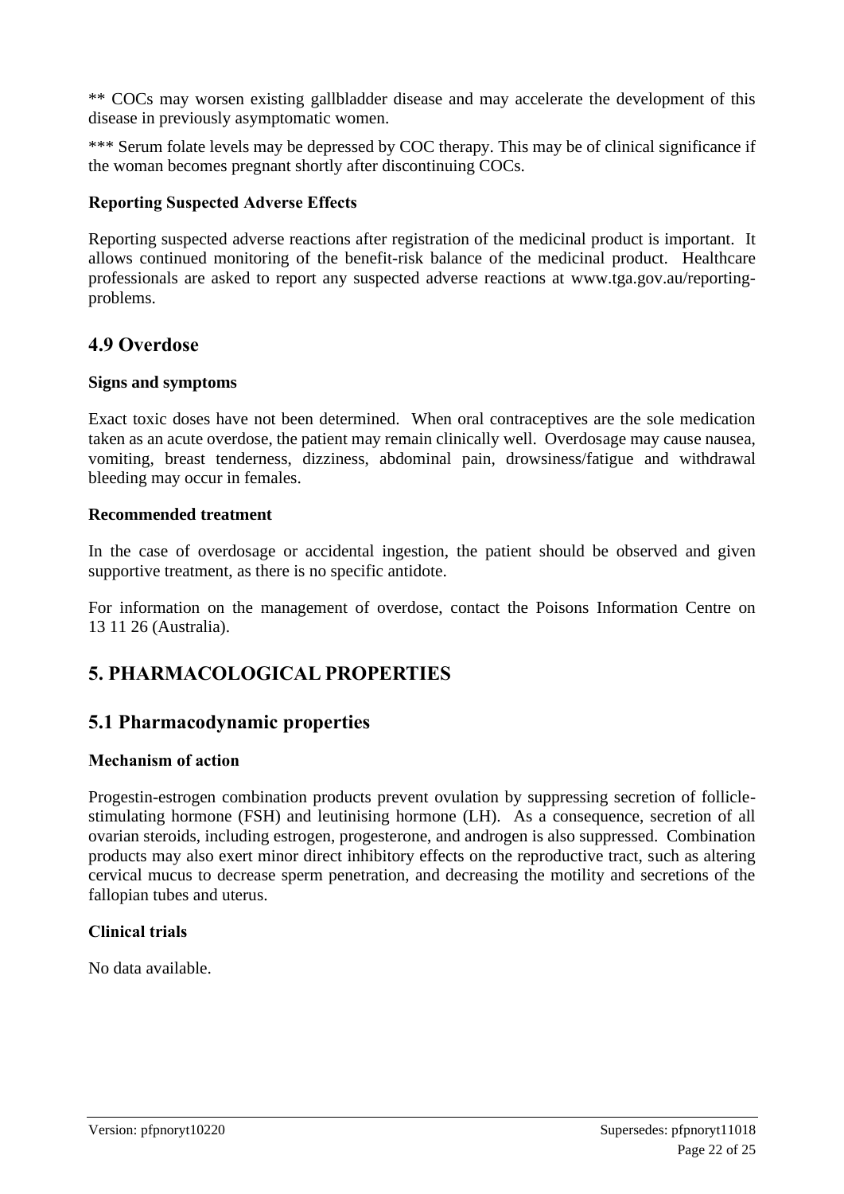** COCs may worsen existing gallbladder disease and may accelerate the development of this disease in previously asymptomatic women.

*** Serum folate levels may be depressed by COC therapy. This may be of clinical significance if the woman becomes pregnant shortly after discontinuing COCs.

**Reporting Suspected Adverse Effects**

Reporting suspected adverse reactions after registration of the medicinal product is important. It allows continued monitoring of the benefit-risk balance of the medicinal product. Healthcare professionals are asked to report any suspected adverse reactions at www.tga.gov.au/reporting-problems.

## 4.9 Overdose

**Signs and symptoms**

Exact toxic doses have not been determined. When oral contraceptives are the sole medication taken as an acute overdose, the patient may remain clinically well. Overdosage may cause nausea, vomiting, breast tenderness, dizziness, abdominal pain, drowsiness/fatigue and withdrawal bleeding may occur in females.

**Recommended treatment**

In the case of overdosage or accidental ingestion, the patient should be observed and given supportive treatment, as there is no specific antidote.

For information on the management of overdose, contact the Poisons Information Centre on 13 11 26 (Australia).

# 5. PHARMACOLOGICAL PROPERTIES

## 5.1 Pharmacodynamic properties

**Mechanism of action**

Progestin-estrogen combination products prevent ovulation by suppressing secretion of follicle-stimulating hormone (FSH) and leutinising hormone (LH). As a consequence, secretion of all ovarian steroids, including estrogen, progesterone, and androgen is also suppressed. Combination products may also exert minor direct inhibitory effects on the reproductive tract, such as altering cervical mucus to decrease sperm penetration, and decreasing the motility and secretions of the fallopian tubes and uterus.

**Clinical trials**

No data available.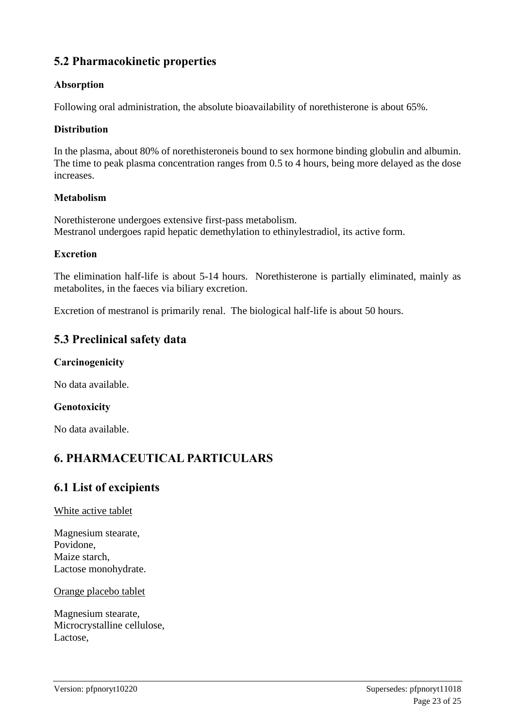## 5.2 Pharmacokinetic properties

### Absorption

Following oral administration, the absolute bioavailability of norethisterone is about 65%.

### Distribution

In the plasma, about 80% of norethisteroneis bound to sex hormone binding globulin and albumin. The time to peak plasma concentration ranges from 0.5 to 4 hours, being more delayed as the dose increases.

### Metabolism

Norethisterone undergoes extensive first-pass metabolism.
Mestranol undergoes rapid hepatic demethylation to ethinylestradiol, its active form.

### Excretion

The elimination half-life is about 5-14 hours. Norethisterone is partially eliminated, mainly as metabolites, in the faeces via biliary excretion.

Excretion of mestranol is primarily renal. The biological half-life is about 50 hours.

## 5.3 Preclinical safety data

### Carcinogenicity

No data available.

### Genotoxicity

No data available.

# 6. PHARMACEUTICAL PARTICULARS

## 6.1 List of excipients

White active tablet

Magnesium stearate,
Povidone,
Maize starch,
Lactose monohydrate.

Orange placebo tablet

Magnesium stearate,
Microcrystalline cellulose,
Lactose,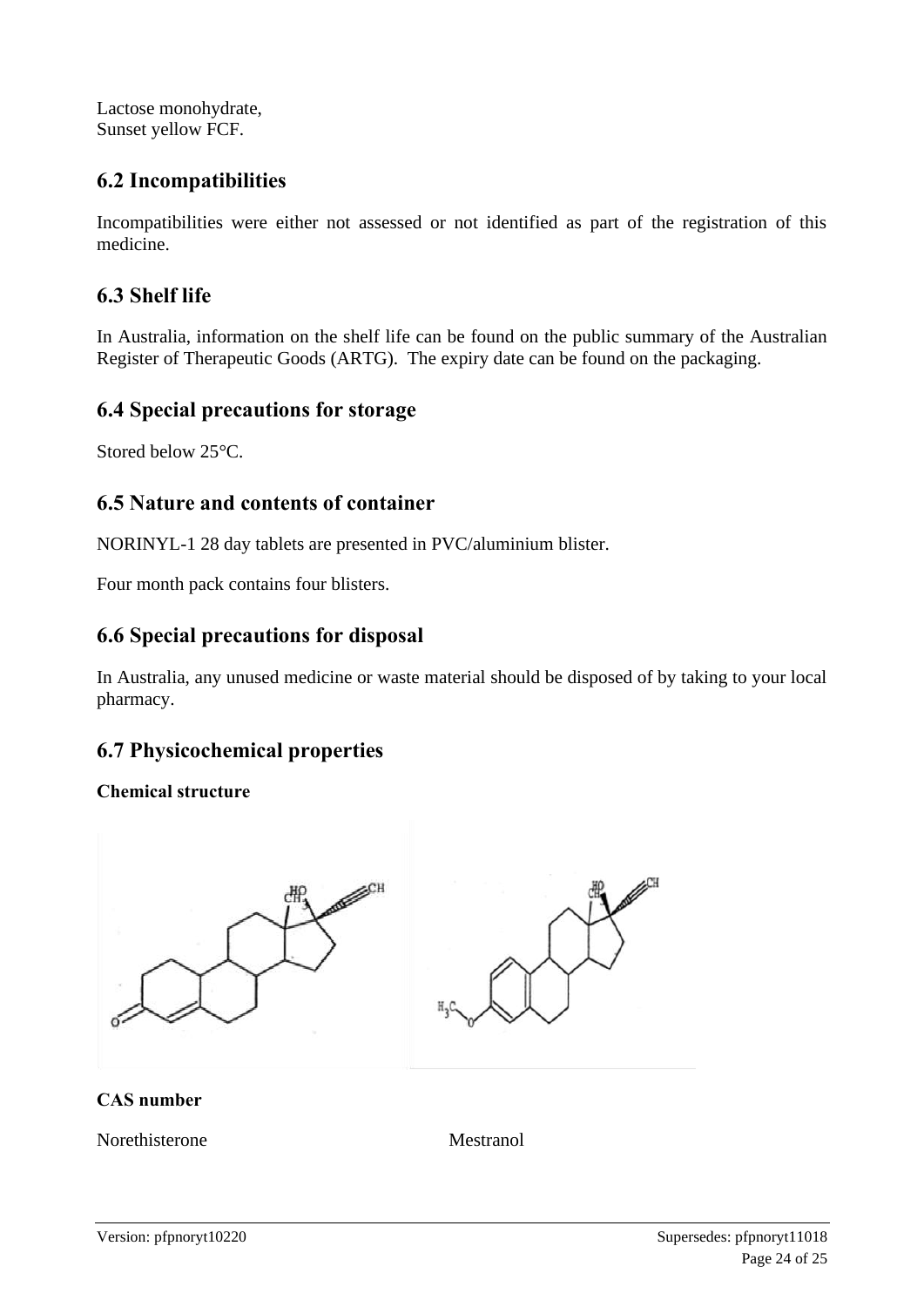Lactose monohydrate,
Sunset yellow FCF.

## 6.2 Incompatibilities

Incompatibilities were either not assessed or not identified as part of the registration of this medicine.

## 6.3 Shelf life

In Australia, information on the shelf life can be found on the public summary of the Australian Register of Therapeutic Goods (ARTG). The expiry date can be found on the packaging.

## 6.4 Special precautions for storage

Stored below 25°C.

## 6.5 Nature and contents of container

NORINYL-1 28 day tablets are presented in PVC/aluminium blister.

Four month pack contains four blisters.

## 6.6 Special precautions for disposal

In Australia, any unused medicine or waste material should be disposed of by taking to your local pharmacy.

## 6.7 Physicochemical properties

**Chemical structure**

**CAS number**

Norethisterone

Mestranol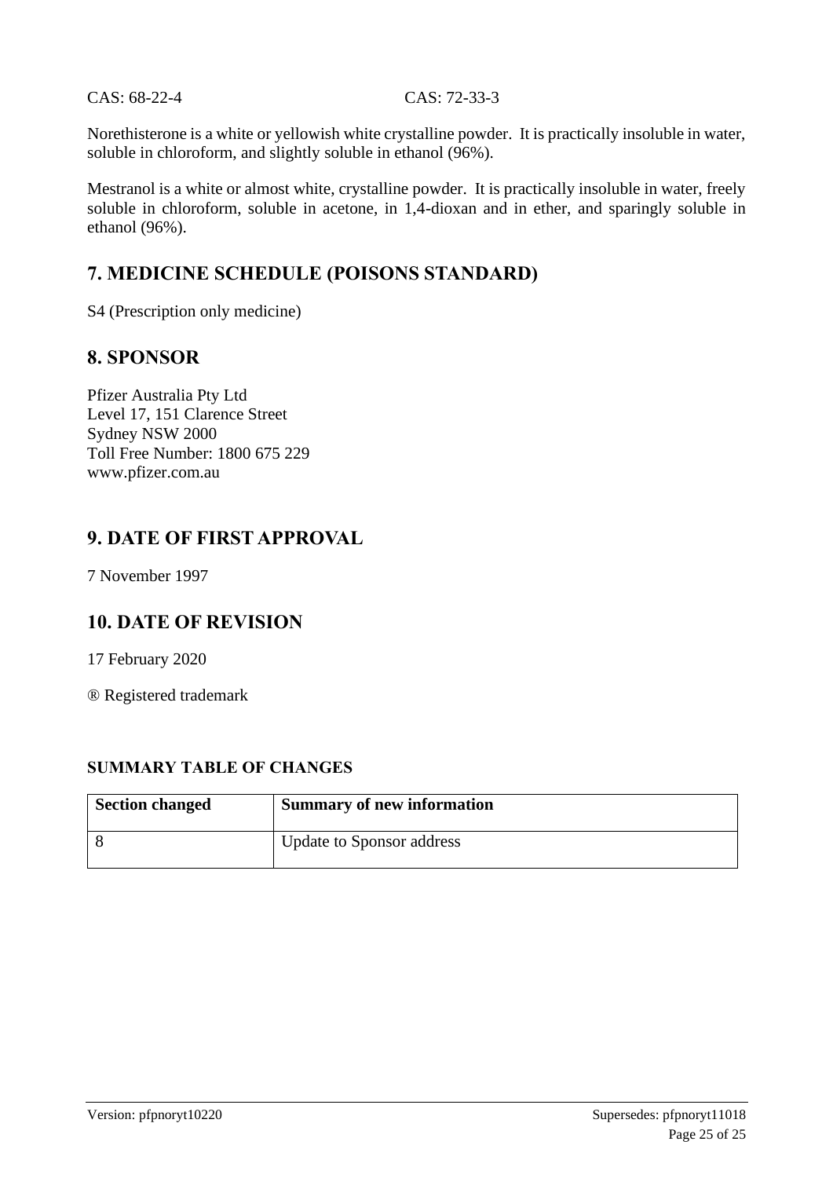CAS: 68-22-4 CAS: 72-33-3

Norethisterone is a white or yellowish white crystalline powder. It is practically insoluble in water, soluble in chloroform, and slightly soluble in ethanol (96%).

Mestranol is a white or almost white, crystalline powder. It is practically insoluble in water, freely soluble in chloroform, soluble in acetone, in 1,4-dioxan and in ether, and sparingly soluble in ethanol (96%).

## 7. MEDICINE SCHEDULE (POISONS STANDARD)

S4 (Prescription only medicine)

## 8. SPONSOR

Pfizer Australia Pty Ltd
Level 17, 151 Clarence Street
Sydney NSW 2000
Toll Free Number: 1800 675 229
www.pfizer.com.au

## 9. DATE OF FIRST APPROVAL

7 November 1997

## 10. DATE OF REVISION

17 February 2020

® Registered trademark

### SUMMARY TABLE OF CHANGES

| Section changed | Summary of new information |
|---|---|
| 8 | Update to Sponsor address |

Version: pfpnoryt10220 Supersedes: pfpnoryt11018